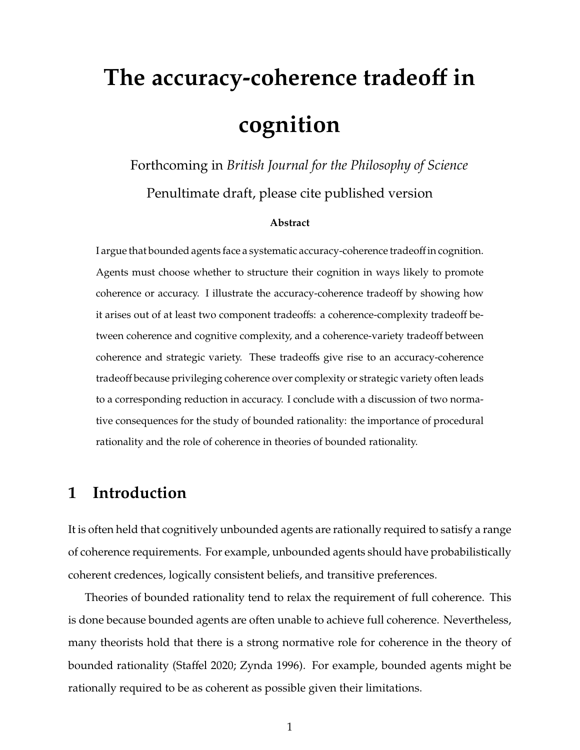# The accuracy-coherence tradeoff in cognition

Forthcoming in *British Journal for the Philosophy of Science*

Penultimate draft, please cite published version

**Abstract**

I argue that bounded agents face a systematic accuracy-coherence tradeoff in cognition. Agents must choose whether to structure their cognition in ways likely to promote coherence or accuracy. I illustrate the accuracy-coherence tradeoff by showing how it arises out of at least two component tradeoffs: a coherence-complexity tradeoff between coherence and cognitive complexity, and a coherence-variety tradeoff between coherence and strategic variety. These tradeoffs give rise to an accuracy-coherence tradeoff because privileging coherence over complexity or strategic variety often leads to a corresponding reduction in accuracy. I conclude with a discussion of two normative consequences for the study of bounded rationality: the importance of procedural rationality and the role of coherence in theories of bounded rationality.

## 1 Introduction

It is often held that cognitively unbounded agents are rationally required to satisfy a range of coherence requirements. For example, unbounded agents should have probabilistically coherent credences, logically consistent beliefs, and transitive preferences.

Theories of bounded rationality tend to relax the requirement of full coherence. This is done because bounded agents are often unable to achieve full coherence. Nevertheless, many theorists hold that there is a strong normative role for coherence in the theory of bounded rationality (Staffel 2020; Zynda 1996). For example, bounded agents might be rationally required to be as coherent as possible given their limitations.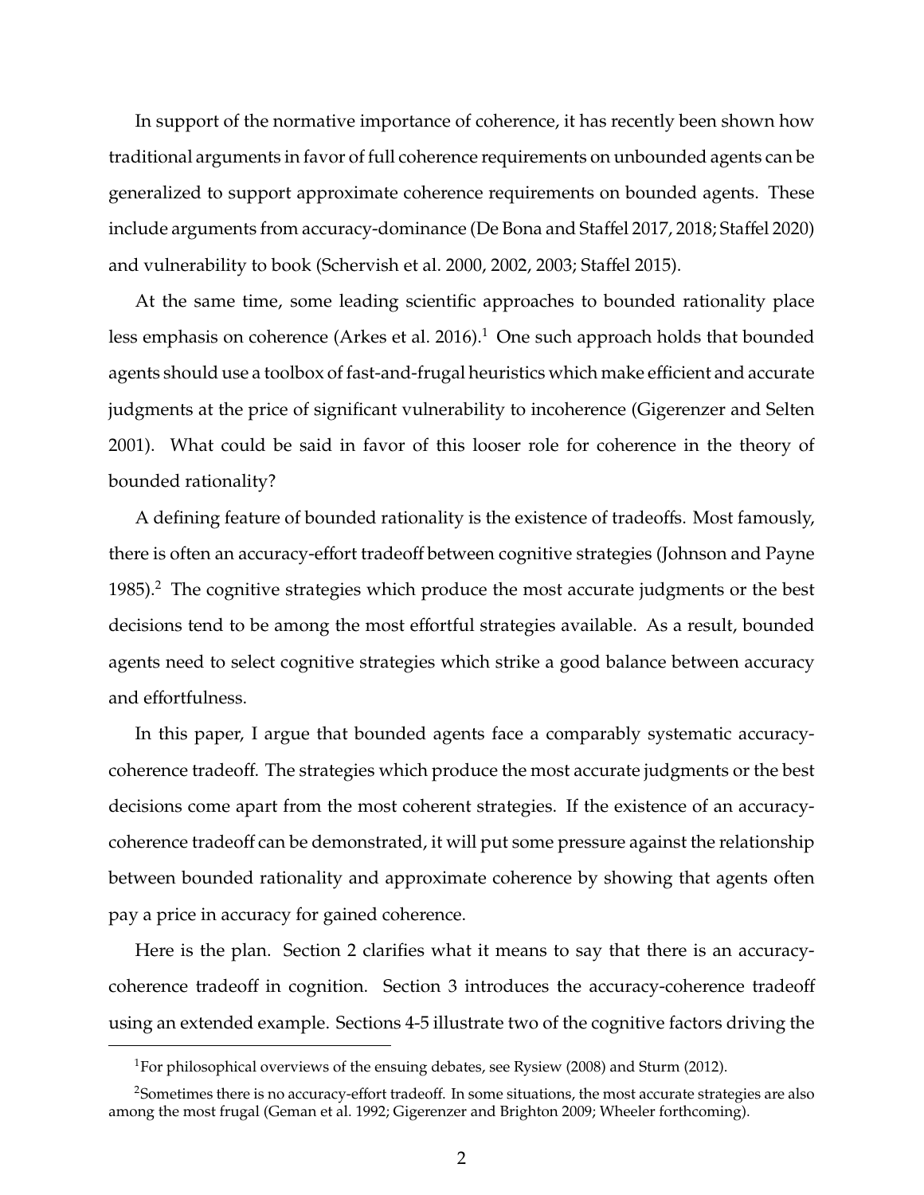In support of the normative importance of coherence, it has recently been shown how traditional arguments in favor of full coherence requirements on unbounded agents can be generalized to support approximate coherence requirements on bounded agents. These include arguments from accuracy-dominance (De Bona and Staffel 2017, 2018; Staffel 2020) and vulnerability to book (Schervish et al. 2000, 2002, 2003; Staffel 2015).

At the same time, some leading scientific approaches to bounded rationality place less emphasis on coherence (Arkes et al. 2016).[1] One such approach holds that bounded agents should use a toolbox of fast-and-frugal heuristics which make efficient and accurate judgments at the price of significant vulnerability to incoherence (Gigerenzer and Selten 2001). What could be said in favor of this looser role for coherence in the theory of bounded rationality?

A defining feature of bounded rationality is the existence of tradeoffs. Most famously, there is often an accuracy-effort tradeoff between cognitive strategies (Johnson and Payne 1985).[2] The cognitive strategies which produce the most accurate judgments or the best decisions tend to be among the most effortful strategies available. As a result, bounded agents need to select cognitive strategies which strike a good balance between accuracy and effortfulness.

In this paper, I argue that bounded agents face a comparably systematic accuracy-coherence tradeoff. The strategies which produce the most accurate judgments or the best decisions come apart from the most coherent strategies. If the existence of an accuracy-coherence tradeoff can be demonstrated, it will put some pressure against the relationship between bounded rationality and approximate coherence by showing that agents often pay a price in accuracy for gained coherence.

Here is the plan. Section 2 clarifies what it means to say that there is an accuracy-coherence tradeoff in cognition. Section 3 introduces the accuracy-coherence tradeoff using an extended example. Sections 4-5 illustrate two of the cognitive factors driving the

[1] For philosophical overviews of the ensuing debates, see Rysiew (2008) and Sturm (2012).

[2] Sometimes there is no accuracy-effort tradeoff. In some situations, the most accurate strategies are also among the most frugal (Geman et al. 1992; Gigerenzer and Brighton 2009; Wheeler forthcoming).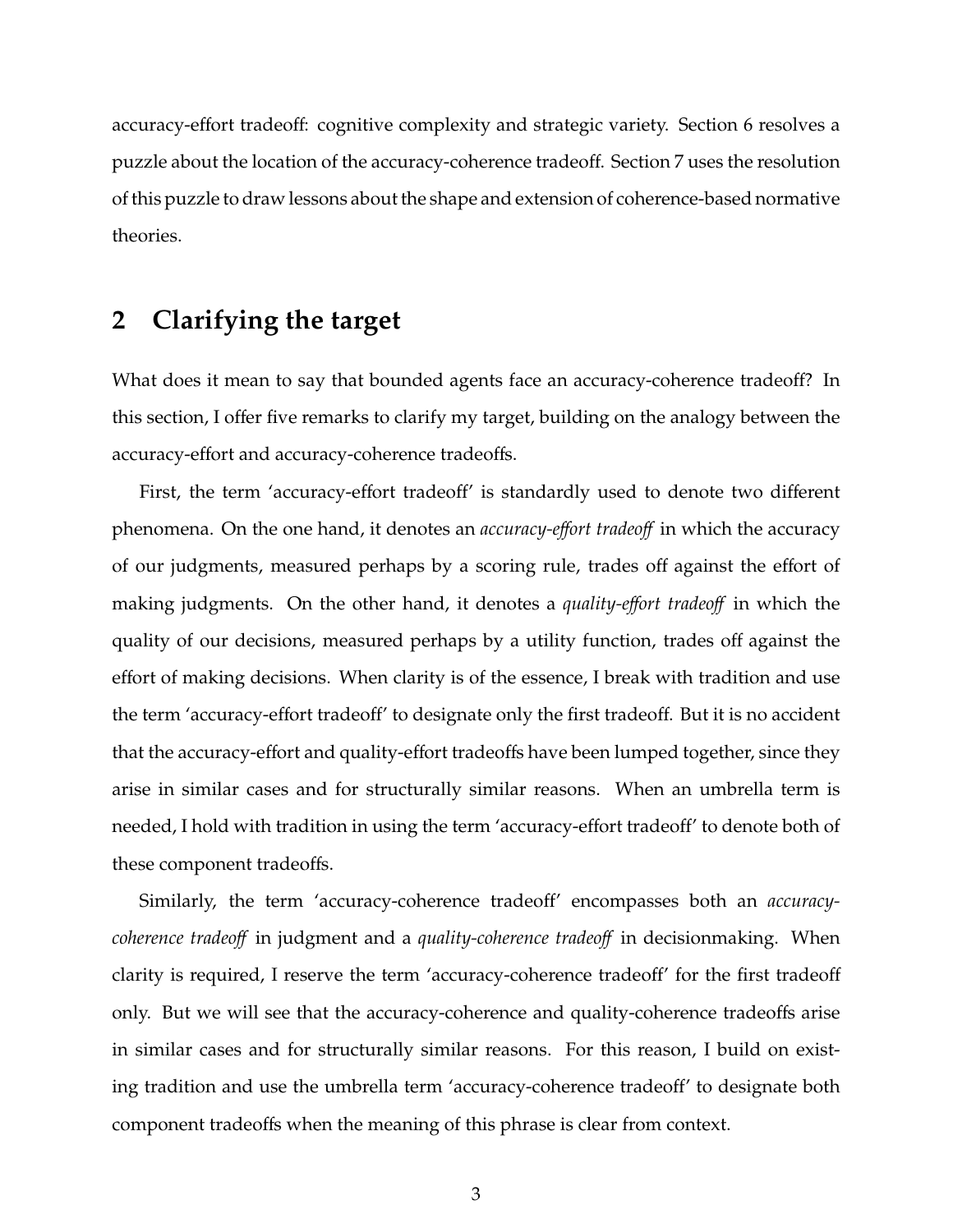accuracy-effort tradeoff: cognitive complexity and strategic variety. Section 6 resolves a puzzle about the location of the accuracy-coherence tradeoff. Section 7 uses the resolution of this puzzle to draw lessons about the shape and extension of coherence-based normative theories.

## 2 Clarifying the target

What does it mean to say that bounded agents face an accuracy-coherence tradeoff? In this section, I offer five remarks to clarify my target, building on the analogy between the accuracy-effort and accuracy-coherence tradeoffs.

First, the term 'accuracy-effort tradeoff' is standardly used to denote two different phenomena. On the one hand, it denotes an *accuracy-effort tradeoff* in which the accuracy of our judgments, measured perhaps by a scoring rule, trades off against the effort of making judgments. On the other hand, it denotes a *quality-effort tradeoff* in which the quality of our decisions, measured perhaps by a utility function, trades off against the effort of making decisions. When clarity is of the essence, I break with tradition and use the term 'accuracy-effort tradeoff' to designate only the first tradeoff. But it is no accident that the accuracy-effort and quality-effort tradeoffs have been lumped together, since they arise in similar cases and for structurally similar reasons. When an umbrella term is needed, I hold with tradition in using the term 'accuracy-effort tradeoff' to denote both of these component tradeoffs.

Similarly, the term 'accuracy-coherence tradeoff' encompasses both an *accuracy-coherence tradeoff* in judgment and a *quality-coherence tradeoff* in decisionmaking. When clarity is required, I reserve the term 'accuracy-coherence tradeoff' for the first tradeoff only. But we will see that the accuracy-coherence and quality-coherence tradeoffs arise in similar cases and for structurally similar reasons. For this reason, I build on existing tradition and use the umbrella term 'accuracy-coherence tradeoff' to designate both component tradeoffs when the meaning of this phrase is clear from context.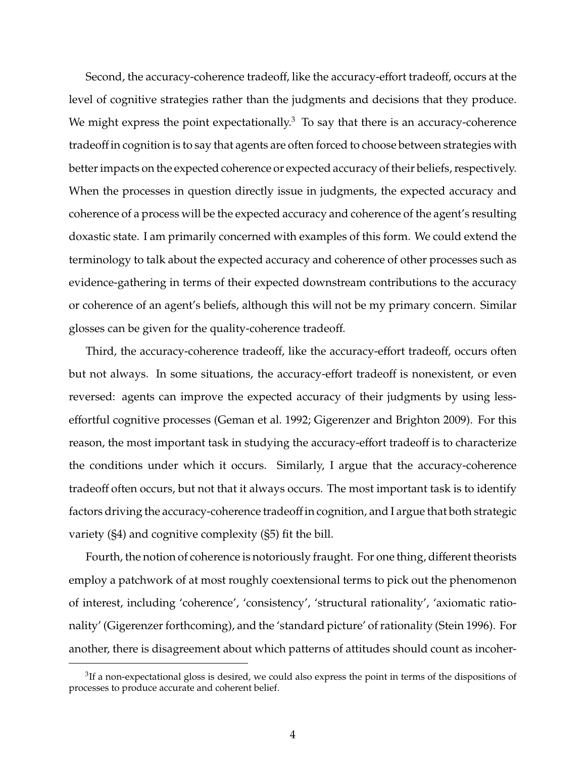Second, the accuracy-coherence tradeoff, like the accuracy-effort tradeoff, occurs at the level of cognitive strategies rather than the judgments and decisions that they produce. We might express the point expectationally.[3] To say that there is an accuracy-coherence tradeoff in cognition is to say that agents are often forced to choose between strategies with better impacts on the expected coherence or expected accuracy of their beliefs, respectively. When the processes in question directly issue in judgments, the expected accuracy and coherence of a process will be the expected accuracy and coherence of the agent's resulting doxastic state. I am primarily concerned with examples of this form. We could extend the terminology to talk about the expected accuracy and coherence of other processes such as evidence-gathering in terms of their expected downstream contributions to the accuracy or coherence of an agent's beliefs, although this will not be my primary concern. Similar glosses can be given for the quality-coherence tradeoff.

Third, the accuracy-coherence tradeoff, like the accuracy-effort tradeoff, occurs often but not always. In some situations, the accuracy-effort tradeoff is nonexistent, or even reversed: agents can improve the expected accuracy of their judgments by using less-effortful cognitive processes (Geman et al. 1992; Gigerenzer and Brighton 2009). For this reason, the most important task in studying the accuracy-effort tradeoff is to characterize the conditions under which it occurs. Similarly, I argue that the accuracy-coherence tradeoff often occurs, but not that it always occurs. The most important task is to identify factors driving the accuracy-coherence tradeoff in cognition, and I argue that both strategic variety (§4) and cognitive complexity (§5) fit the bill.

Fourth, the notion of coherence is notoriously fraught. For one thing, different theorists employ a patchwork of at most roughly coextensional terms to pick out the phenomenon of interest, including 'coherence', 'consistency', 'structural rationality', 'axiomatic rationality' (Gigerenzer forthcoming), and the 'standard picture' of rationality (Stein 1996). For another, there is disagreement about which patterns of attitudes should count as incoher-

[3] If a non-expectational gloss is desired, we could also express the point in terms of the dispositions of processes to produce accurate and coherent belief.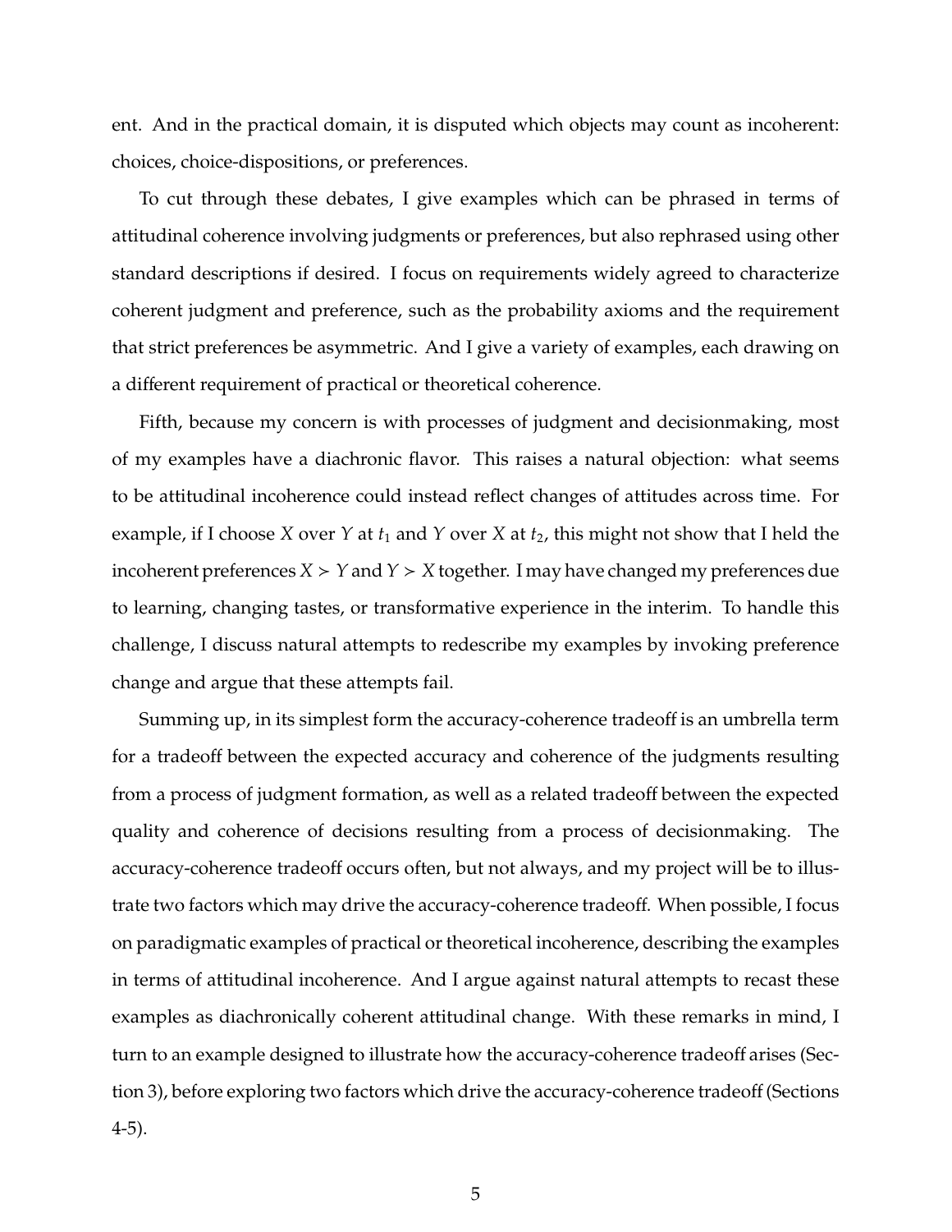ent. And in the practical domain, it is disputed which objects may count as incoherent: choices, choice-dispositions, or preferences.

To cut through these debates, I give examples which can be phrased in terms of attitudinal coherence involving judgments or preferences, but also rephrased using other standard descriptions if desired. I focus on requirements widely agreed to characterize coherent judgment and preference, such as the probability axioms and the requirement that strict preferences be asymmetric. And I give a variety of examples, each drawing on a different requirement of practical or theoretical coherence.

Fifth, because my concern is with processes of judgment and decisionmaking, most of my examples have a diachronic flavor. This raises a natural objection: what seems to be attitudinal incoherence could instead reflect changes of attitudes across time. For example, if I choose $X$ over $Y$ at $t_1$ and $Y$ over $X$ at $t_2$, this might not show that I held the incoherent preferences $X \succ Y$ and $Y \succ X$ together. I may have changed my preferences due to learning, changing tastes, or transformative experience in the interim. To handle this challenge, I discuss natural attempts to redescribe my examples by invoking preference change and argue that these attempts fail.

Summing up, in its simplest form the accuracy-coherence tradeoff is an umbrella term for a tradeoff between the expected accuracy and coherence of the judgments resulting from a process of judgment formation, as well as a related tradeoff between the expected quality and coherence of decisions resulting from a process of decisionmaking. The accuracy-coherence tradeoff occurs often, but not always, and my project will be to illustrate two factors which may drive the accuracy-coherence tradeoff. When possible, I focus on paradigmatic examples of practical or theoretical incoherence, describing the examples in terms of attitudinal incoherence. And I argue against natural attempts to recast these examples as diachronically coherent attitudinal change. With these remarks in mind, I turn to an example designed to illustrate how the accuracy-coherence tradeoff arises (Section 3), before exploring two factors which drive the accuracy-coherence tradeoff (Sections 4-5).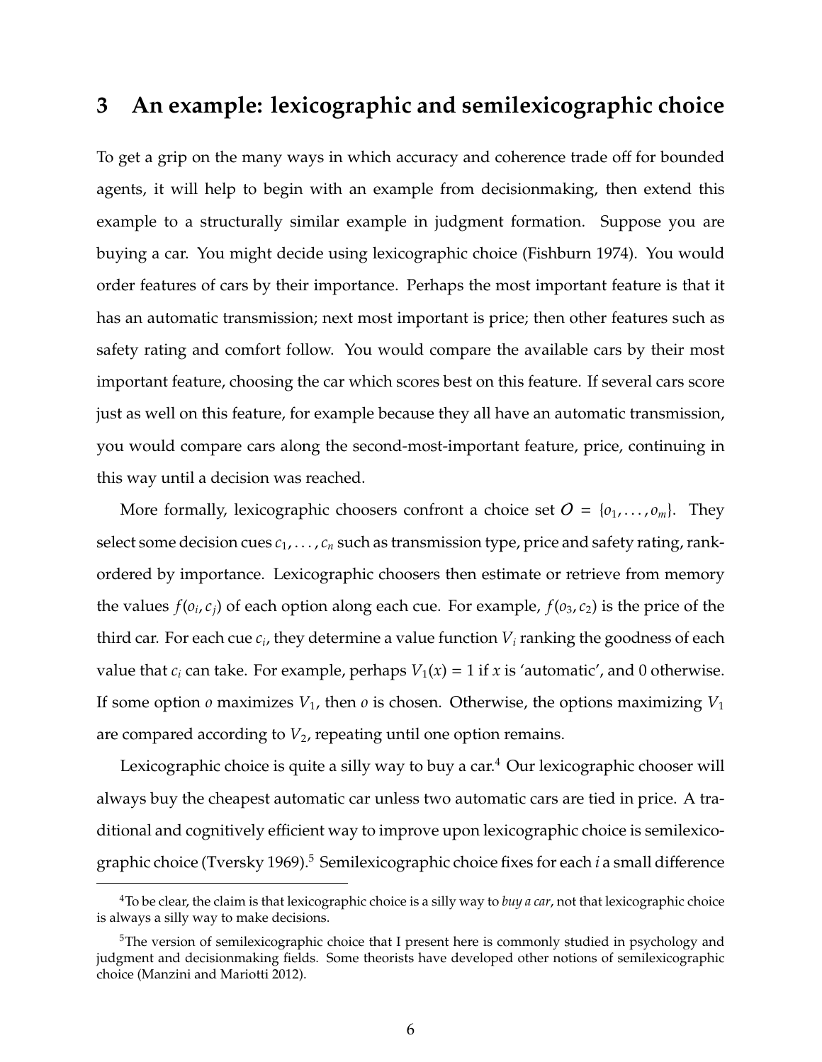## 3 An example: lexicographic and semilexicographic choice

To get a grip on the many ways in which accuracy and coherence trade off for bounded agents, it will help to begin with an example from decisionmaking, then extend this example to a structurally similar example in judgment formation. Suppose you are buying a car. You might decide using lexicographic choice (Fishburn 1974). You would order features of cars by their importance. Perhaps the most important feature is that it has an automatic transmission; next most important is price; then other features such as safety rating and comfort follow. You would compare the available cars by their most important feature, choosing the car which scores best on this feature. If several cars score just as well on this feature, for example because they all have an automatic transmission, you would compare cars along the second-most-important feature, price, continuing in this way until a decision was reached.

More formally, lexicographic choosers confront a choice set $O = \{o_1, \ldots, o_m\}$. They select some decision cues $c_1, \ldots, c_n$ such as transmission type, price and safety rating, rank-ordered by importance. Lexicographic choosers then estimate or retrieve from memory the values $f(o_i, c_j)$ of each option along each cue. For example, $f(o_3, c_2)$ is the price of the third car. For each cue $c_i$, they determine a value function $V_i$ ranking the goodness of each value that $c_i$ can take. For example, perhaps $V_1(x) = 1$ if $x$ is 'automatic', and 0 otherwise. If some option $o$ maximizes $V_1$, then $o$ is chosen. Otherwise, the options maximizing $V_1$ are compared according to $V_2$, repeating until one option remains.

Lexicographic choice is quite a silly way to buy a car.[4] Our lexicographic chooser will always buy the cheapest automatic car unless two automatic cars are tied in price. A traditional and cognitively efficient way to improve upon lexicographic choice is semilexicographic choice (Tversky 1969).[5] Semilexicographic choice fixes for each $i$ a small difference

[4] To be clear, the claim is that lexicographic choice is a silly way to *buy a car*, not that lexicographic choice is always a silly way to make decisions.

[5] The version of semilexicographic choice that I present here is commonly studied in psychology and judgment and decisionmaking fields. Some theorists have developed other notions of semilexicographic choice (Manzini and Mariotti 2012).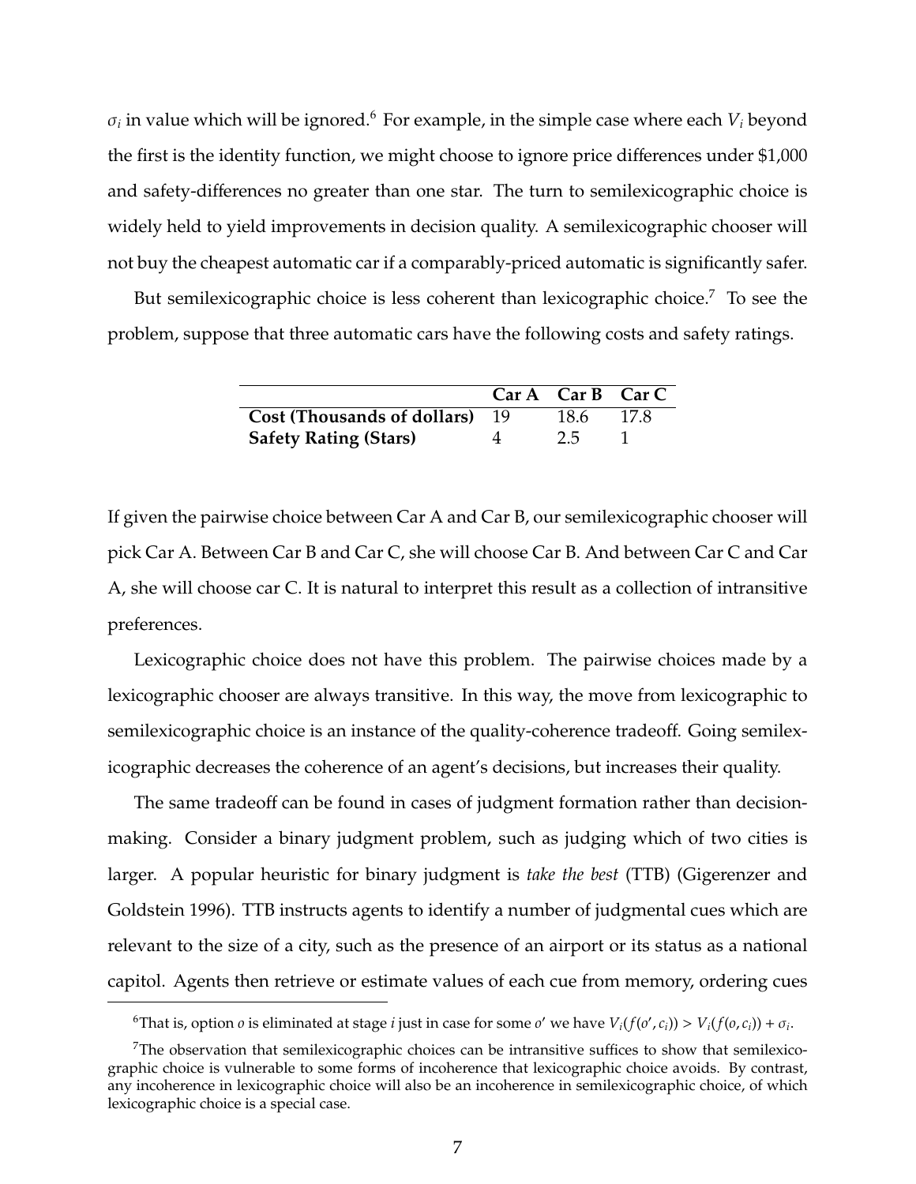$\sigma_i$ in value which will be ignored.[6] For example, in the simple case where each $V_i$ beyond the first is the identity function, we might choose to ignore price differences under $1,000 and safety-differences no greater than one star. The turn to semilexicographic choice is widely held to yield improvements in decision quality. A semilexicographic chooser will not buy the cheapest automatic car if a comparably-priced automatic is significantly safer.

But semilexicographic choice is less coherent than lexicographic choice.[7] To see the problem, suppose that three automatic cars have the following costs and safety ratings.

| | **Car A** | **Car B** | **Car C** |
|---|---|---|---|
| **Cost (Thousands of dollars)** | 19 | 18.6 | 17.8 |
| **Safety Rating (Stars)** | 4 | 2.5 | 1 |

If given the pairwise choice between Car A and Car B, our semilexicographic chooser will pick Car A. Between Car B and Car C, she will choose Car B. And between Car C and Car A, she will choose car C. It is natural to interpret this result as a collection of intransitive preferences.

Lexicographic choice does not have this problem. The pairwise choices made by a lexicographic chooser are always transitive. In this way, the move from lexicographic to semilexicographic choice is an instance of the quality-coherence tradeoff. Going semilexicographic decreases the coherence of an agent's decisions, but increases their quality.

The same tradeoff can be found in cases of judgment formation rather than decision-making. Consider a binary judgment problem, such as judging which of two cities is larger. A popular heuristic for binary judgment is *take the best* (TTB) (Gigerenzer and Goldstein 1996). TTB instructs agents to identify a number of judgmental cues which are relevant to the size of a city, such as the presence of an airport or its status as a national capitol. Agents then retrieve or estimate values of each cue from memory, ordering cues

[6] That is, option $o$ is eliminated at stage $i$ just in case for some $o'$ we have $V_i(f(o', c_i)) > V_i(f(o, c_i)) + \sigma_i$.

[7] The observation that semilexicographic choices can be intransitive suffices to show that semilexicographic choice is vulnerable to some forms of incoherence that lexicographic choice avoids. By contrast, any incoherence in lexicographic choice will also be an incoherence in semilexicographic choice, of which lexicographic choice is a special case.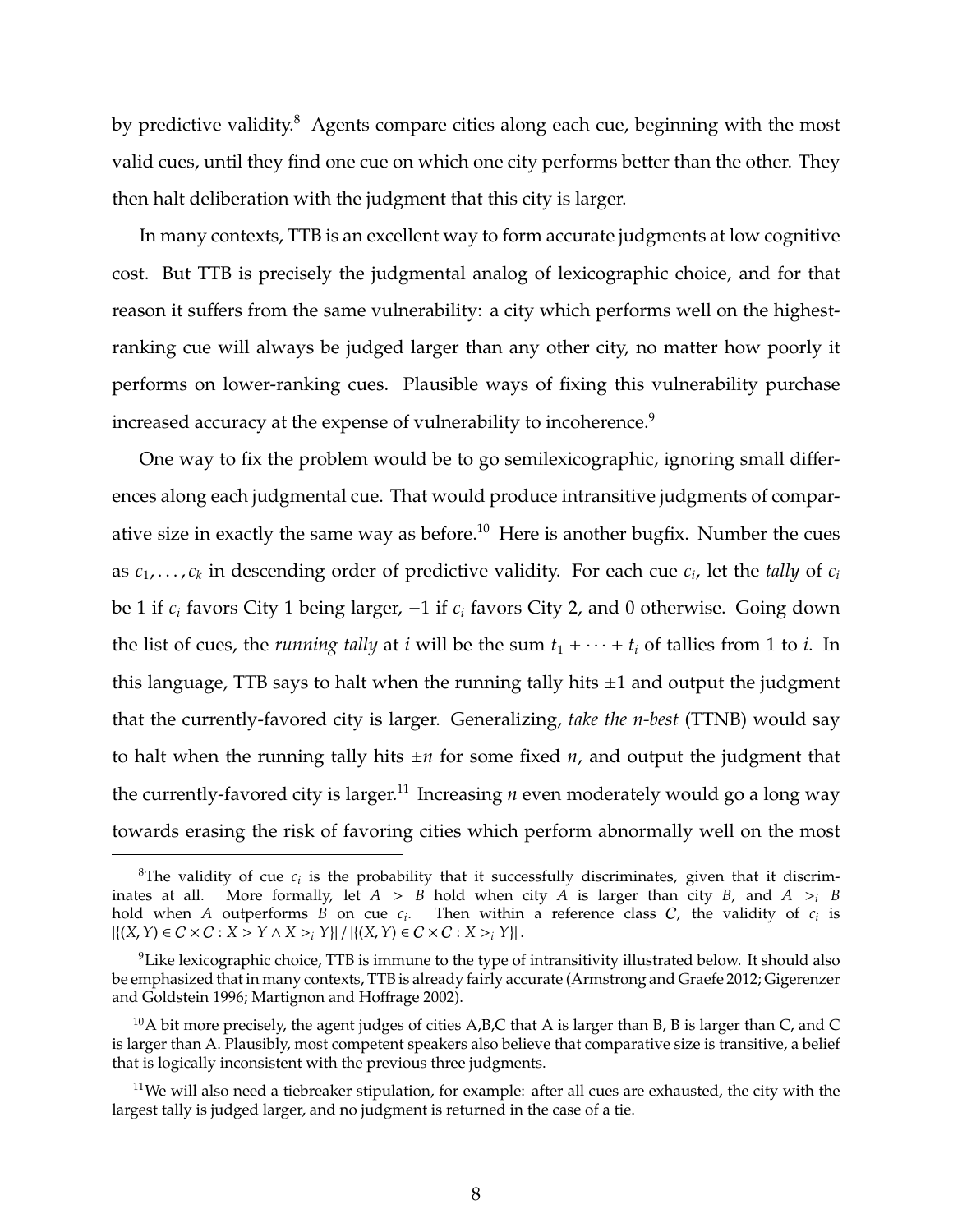by predictive validity.[8] Agents compare cities along each cue, beginning with the most valid cues, until they find one cue on which one city performs better than the other. They then halt deliberation with the judgment that this city is larger.

In many contexts, TTB is an excellent way to form accurate judgments at low cognitive cost. But TTB is precisely the judgmental analog of lexicographic choice, and for that reason it suffers from the same vulnerability: a city which performs well on the highest-ranking cue will always be judged larger than any other city, no matter how poorly it performs on lower-ranking cues. Plausible ways of fixing this vulnerability purchase increased accuracy at the expense of vulnerability to incoherence.[9]

One way to fix the problem would be to go semilexicographic, ignoring small differences along each judgmental cue. That would produce intransitive judgments of comparative size in exactly the same way as before.[10] Here is another bugfix. Number the cues as $c_1, \ldots, c_k$ in descending order of predictive validity. For each cue $c_i$, let the *tally* of $c_i$ be 1 if $c_i$ favors City 1 being larger, $-1$ if $c_i$ favors City 2, and 0 otherwise. Going down the list of cues, the *running tally* at $i$ will be the sum $t_1 + \cdots + t_i$ of tallies from 1 to $i$. In this language, TTB says to halt when the running tally hits $\pm 1$ and output the judgment that the currently-favored city is larger. Generalizing, *take the n-best* (TTNB) would say to halt when the running tally hits $\pm n$ for some fixed $n$, and output the judgment that the currently-favored city is larger.[11] Increasing $n$ even moderately would go a long way towards erasing the risk of favoring cities which perform abnormally well on the most

---

[8] The validity of cue $c_i$ is the probability that it successfully discriminates, given that it discriminates at all. More formally, let $A > B$ hold when city $A$ is larger than city $B$, and $A >_i B$ hold when $A$ outperforms $B$ on cue $c_i$. Then within a reference class $\mathcal{C}$, the validity of $c_i$ is $|\{(X, Y) \in \mathcal{C} \times \mathcal{C} : X > Y \wedge X >_i Y\}| \,/\, |\{(X, Y) \in \mathcal{C} \times \mathcal{C} : X >_i Y\}|$.

[9] Like lexicographic choice, TTB is immune to the type of intransitivity illustrated below. It should also be emphasized that in many contexts, TTB is already fairly accurate (Armstrong and Graefe 2012; Gigerenzer and Goldstein 1996; Martignon and Hoffrage 2002).

[10] A bit more precisely, the agent judges of cities A,B,C that A is larger than B, B is larger than C, and C is larger than A. Plausibly, most competent speakers also believe that comparative size is transitive, a belief that is logically inconsistent with the previous three judgments.

[11] We will also need a tiebreaker stipulation, for example: after all cues are exhausted, the city with the largest tally is judged larger, and no judgment is returned in the case of a tie.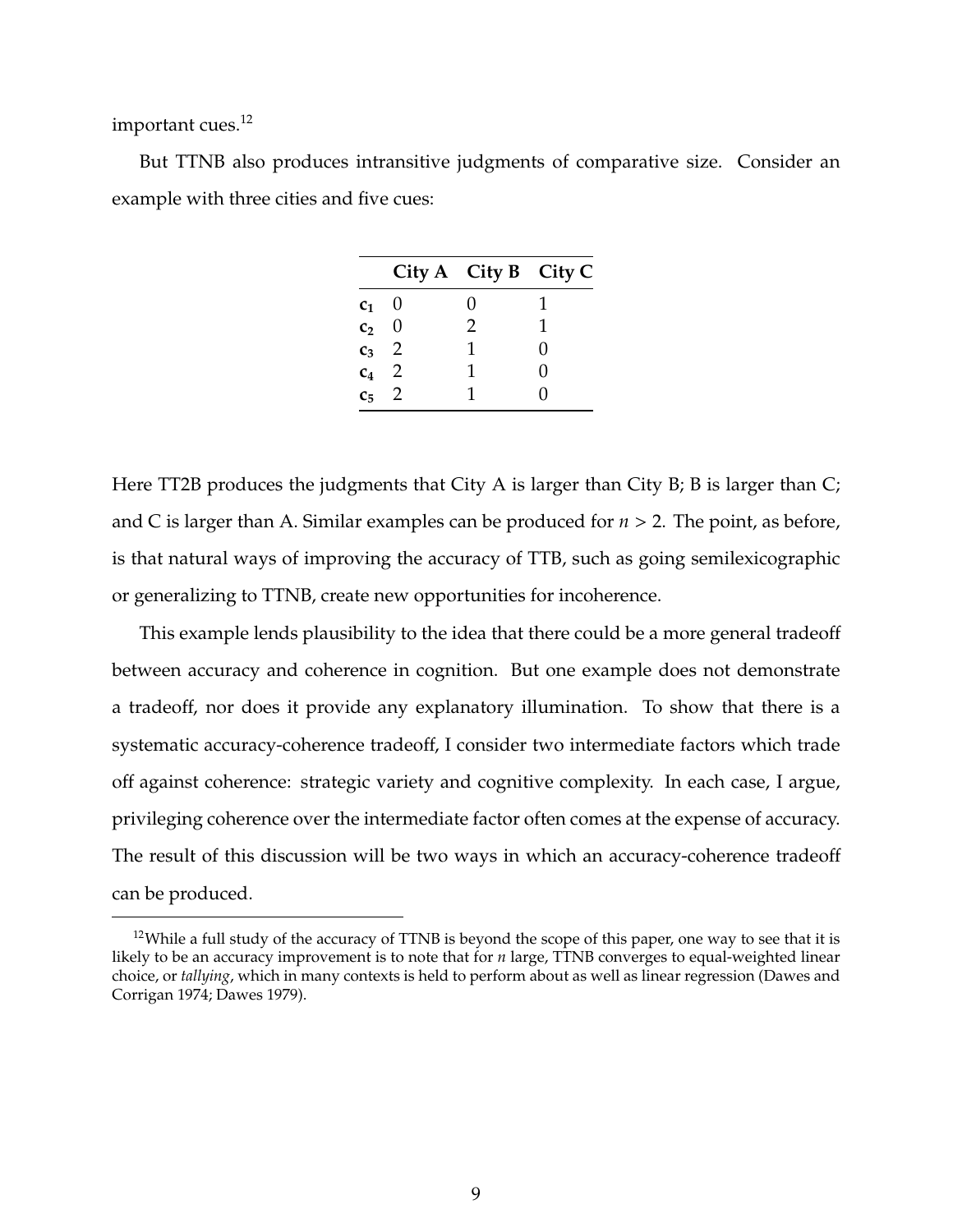important cues.[12]

But TTNB also produces intransitive judgments of comparative size. Consider an example with three cities and five cues:

| | **City A** | **City B** | **City C** |
|---|---|---|---|
| $\mathbf{c_1}$ | 0 | 0 | 1 |
| $\mathbf{c_2}$ | 0 | 2 | 1 |
| $\mathbf{c_3}$ | 2 | 1 | 0 |
| $\mathbf{c_4}$ | 2 | 1 | 0 |
| $\mathbf{c_5}$ | 2 | 1 | 0 |

Here TT2B produces the judgments that City A is larger than City B; B is larger than C; and C is larger than A. Similar examples can be produced for $n > 2$. The point, as before, is that natural ways of improving the accuracy of TTB, such as going semilexicographic or generalizing to TTNB, create new opportunities for incoherence.

This example lends plausibility to the idea that there could be a more general tradeoff between accuracy and coherence in cognition. But one example does not demonstrate a tradeoff, nor does it provide any explanatory illumination. To show that there is a systematic accuracy-coherence tradeoff, I consider two intermediate factors which trade off against coherence: strategic variety and cognitive complexity. In each case, I argue, privileging coherence over the intermediate factor often comes at the expense of accuracy. The result of this discussion will be two ways in which an accuracy-coherence tradeoff can be produced.

[12] While a full study of the accuracy of TTNB is beyond the scope of this paper, one way to see that it is likely to be an accuracy improvement is to note that for $n$ large, TTNB converges to equal-weighted linear choice, or *tallying*, which in many contexts is held to perform about as well as linear regression (Dawes and Corrigan 1974; Dawes 1979).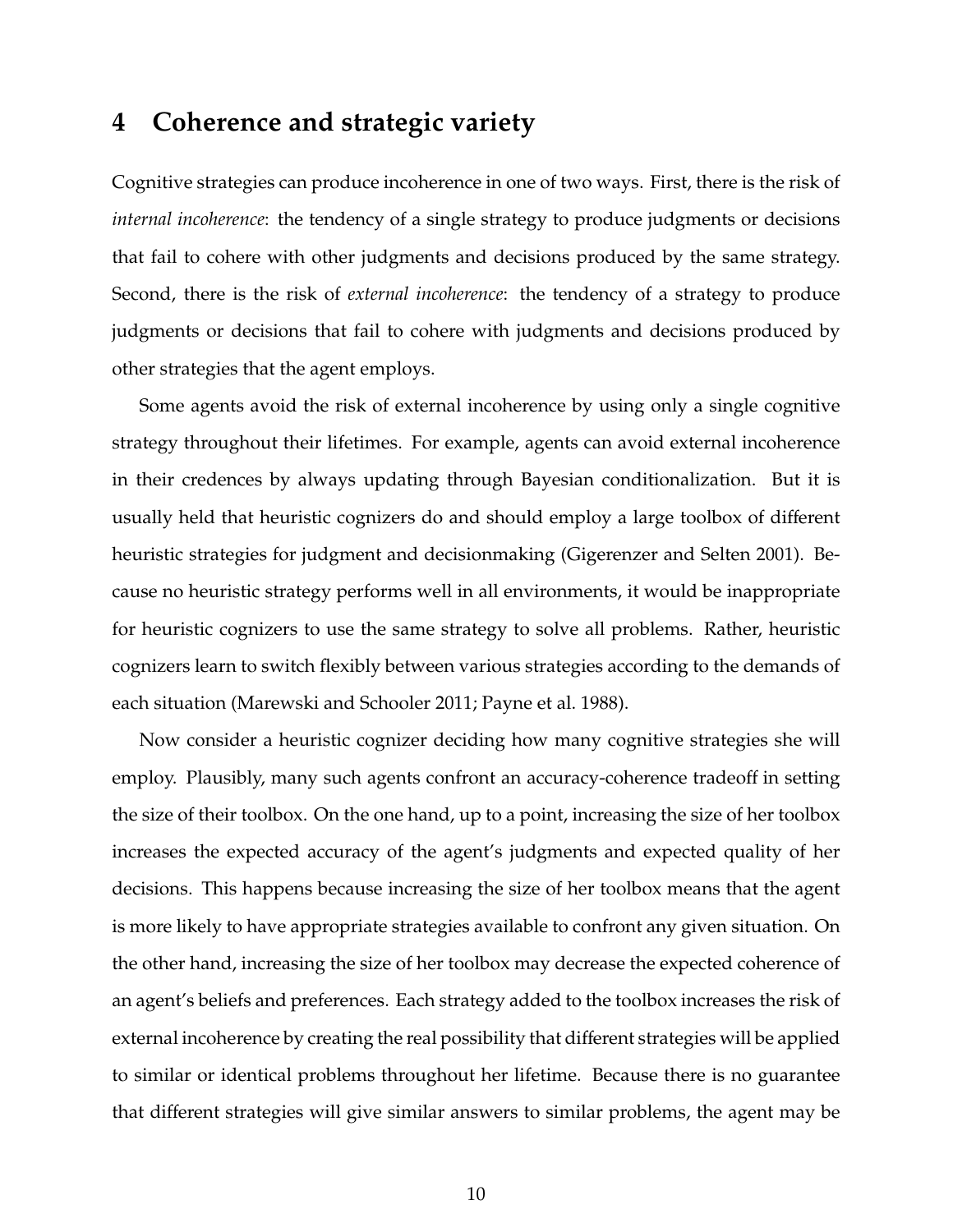## 4 Coherence and strategic variety

Cognitive strategies can produce incoherence in one of two ways. First, there is the risk of *internal incoherence*: the tendency of a single strategy to produce judgments or decisions that fail to cohere with other judgments and decisions produced by the same strategy. Second, there is the risk of *external incoherence*: the tendency of a strategy to produce judgments or decisions that fail to cohere with judgments and decisions produced by other strategies that the agent employs.

Some agents avoid the risk of external incoherence by using only a single cognitive strategy throughout their lifetimes. For example, agents can avoid external incoherence in their credences by always updating through Bayesian conditionalization. But it is usually held that heuristic cognizers do and should employ a large toolbox of different heuristic strategies for judgment and decisionmaking (Gigerenzer and Selten 2001). Because no heuristic strategy performs well in all environments, it would be inappropriate for heuristic cognizers to use the same strategy to solve all problems. Rather, heuristic cognizers learn to switch flexibly between various strategies according to the demands of each situation (Marewski and Schooler 2011; Payne et al. 1988).

Now consider a heuristic cognizer deciding how many cognitive strategies she will employ. Plausibly, many such agents confront an accuracy-coherence tradeoff in setting the size of their toolbox. On the one hand, up to a point, increasing the size of her toolbox increases the expected accuracy of the agent's judgments and expected quality of her decisions. This happens because increasing the size of her toolbox means that the agent is more likely to have appropriate strategies available to confront any given situation. On the other hand, increasing the size of her toolbox may decrease the expected coherence of an agent's beliefs and preferences. Each strategy added to the toolbox increases the risk of external incoherence by creating the real possibility that different strategies will be applied to similar or identical problems throughout her lifetime. Because there is no guarantee that different strategies will give similar answers to similar problems, the agent may be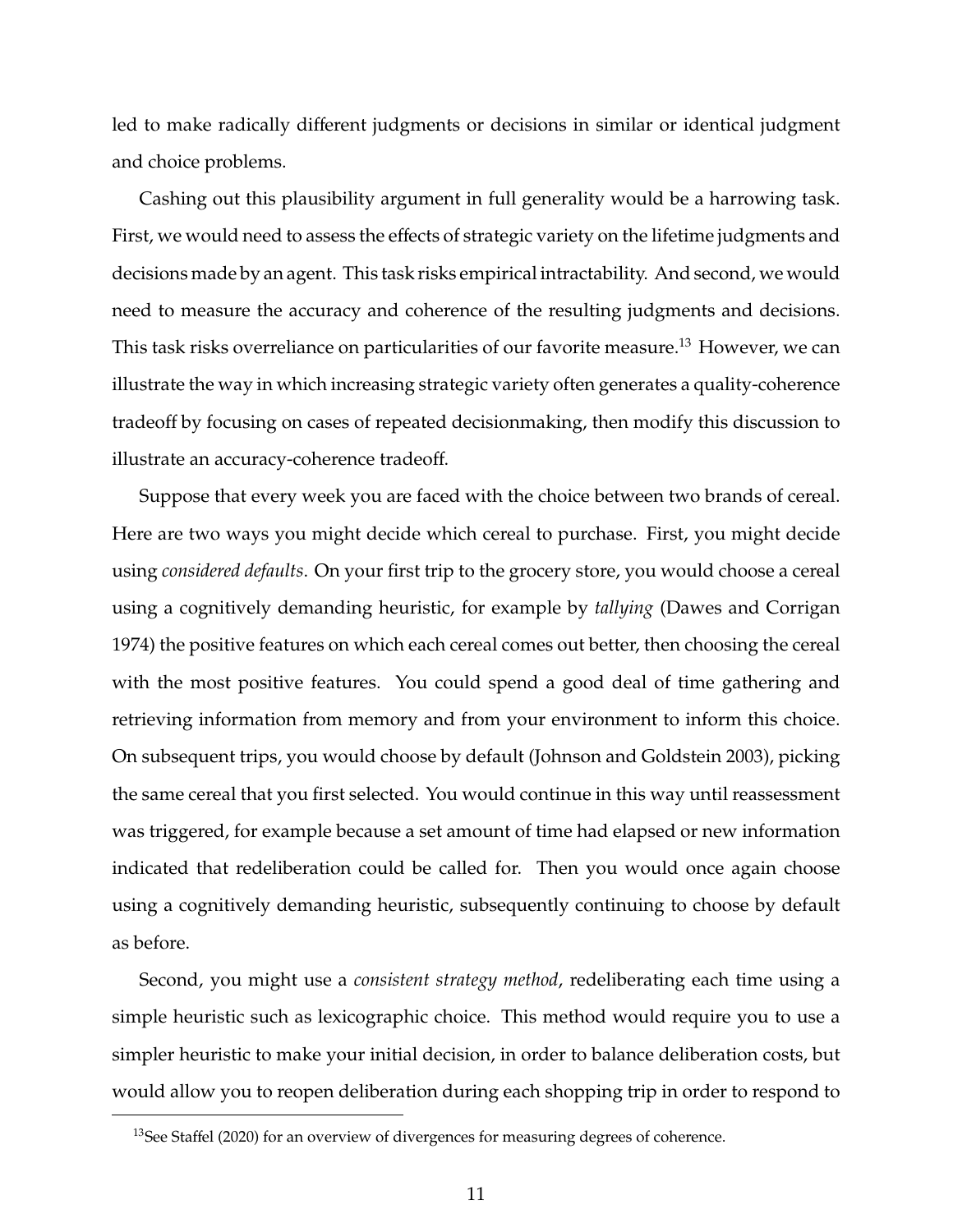led to make radically different judgments or decisions in similar or identical judgment and choice problems.

Cashing out this plausibility argument in full generality would be a harrowing task. First, we would need to assess the effects of strategic variety on the lifetime judgments and decisions made by an agent. This task risks empirical intractability. And second, we would need to measure the accuracy and coherence of the resulting judgments and decisions. This task risks overreliance on particularities of our favorite measure.[13] However, we can illustrate the way in which increasing strategic variety often generates a quality-coherence tradeoff by focusing on cases of repeated decisionmaking, then modify this discussion to illustrate an accuracy-coherence tradeoff.

Suppose that every week you are faced with the choice between two brands of cereal. Here are two ways you might decide which cereal to purchase. First, you might decide using *considered defaults*. On your first trip to the grocery store, you would choose a cereal using a cognitively demanding heuristic, for example by *tallying* (Dawes and Corrigan 1974) the positive features on which each cereal comes out better, then choosing the cereal with the most positive features. You could spend a good deal of time gathering and retrieving information from memory and from your environment to inform this choice. On subsequent trips, you would choose by default (Johnson and Goldstein 2003), picking the same cereal that you first selected. You would continue in this way until reassessment was triggered, for example because a set amount of time had elapsed or new information indicated that redeliberation could be called for. Then you would once again choose using a cognitively demanding heuristic, subsequently continuing to choose by default as before.

Second, you might use a *consistent strategy method*, redeliberating each time using a simple heuristic such as lexicographic choice. This method would require you to use a simpler heuristic to make your initial decision, in order to balance deliberation costs, but would allow you to reopen deliberation during each shopping trip in order to respond to

[13] See Staffel (2020) for an overview of divergences for measuring degrees of coherence.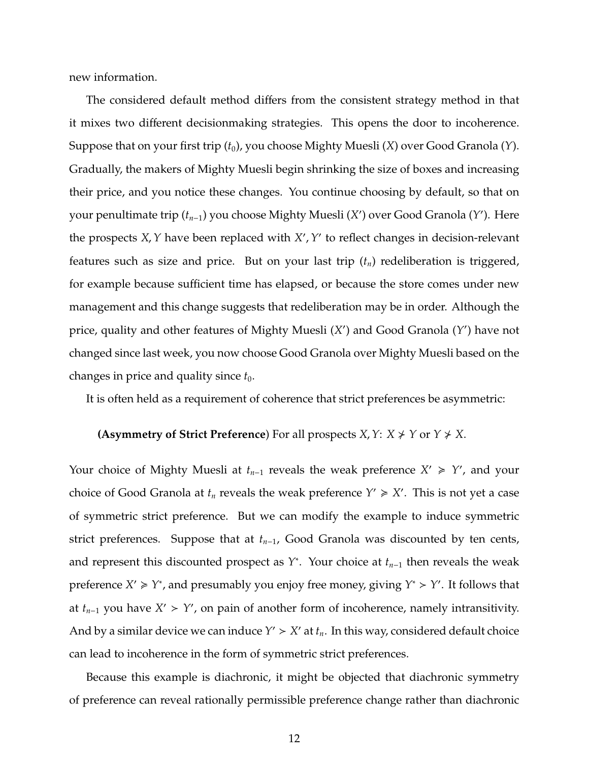new information.

The considered default method differs from the consistent strategy method in that it mixes two different decisionmaking strategies. This opens the door to incoherence. Suppose that on your first trip ($t_0$), you choose Mighty Muesli ($X$) over Good Granola ($Y$). Gradually, the makers of Mighty Muesli begin shrinking the size of boxes and increasing their price, and you notice these changes. You continue choosing by default, so that on your penultimate trip ($t_{n-1}$) you choose Mighty Muesli ($X'$) over Good Granola ($Y'$). Here the prospects $X, Y$ have been replaced with $X', Y'$ to reflect changes in decision-relevant features such as size and price. But on your last trip ($t_n$) redeliberation is triggered, for example because sufficient time has elapsed, or because the store comes under new management and this change suggests that redeliberation may be in order. Although the price, quality and other features of Mighty Muesli ($X'$) and Good Granola ($Y'$) have not changed since last week, you now choose Good Granola over Mighty Muesli based on the changes in price and quality since $t_0$.

It is often held as a requirement of coherence that strict preferences be asymmetric:

> **(Asymmetry of Strict Preference**) For all prospects $X, Y$: $X \not\succ Y$ or $Y \not\succ X$.

Your choice of Mighty Muesli at $t_{n-1}$ reveals the weak preference $X' \succcurlyeq Y'$, and your choice of Good Granola at $t_n$ reveals the weak preference $Y' \succcurlyeq X'$. This is not yet a case of symmetric strict preference. But we can modify the example to induce symmetric strict preferences. Suppose that at $t_{n-1}$, Good Granola was discounted by ten cents, and represent this discounted prospect as $Y^*$. Your choice at $t_{n-1}$ then reveals the weak preference $X' \succcurlyeq Y^*$, and presumably you enjoy free money, giving $Y^* \succ Y'$. It follows that at $t_{n-1}$ you have $X' \succ Y'$, on pain of another form of incoherence, namely intransitivity. And by a similar device we can induce $Y' \succ X'$ at $t_n$. In this way, considered default choice can lead to incoherence in the form of symmetric strict preferences.

Because this example is diachronic, it might be objected that diachronic symmetry of preference can reveal rationally permissible preference change rather than diachronic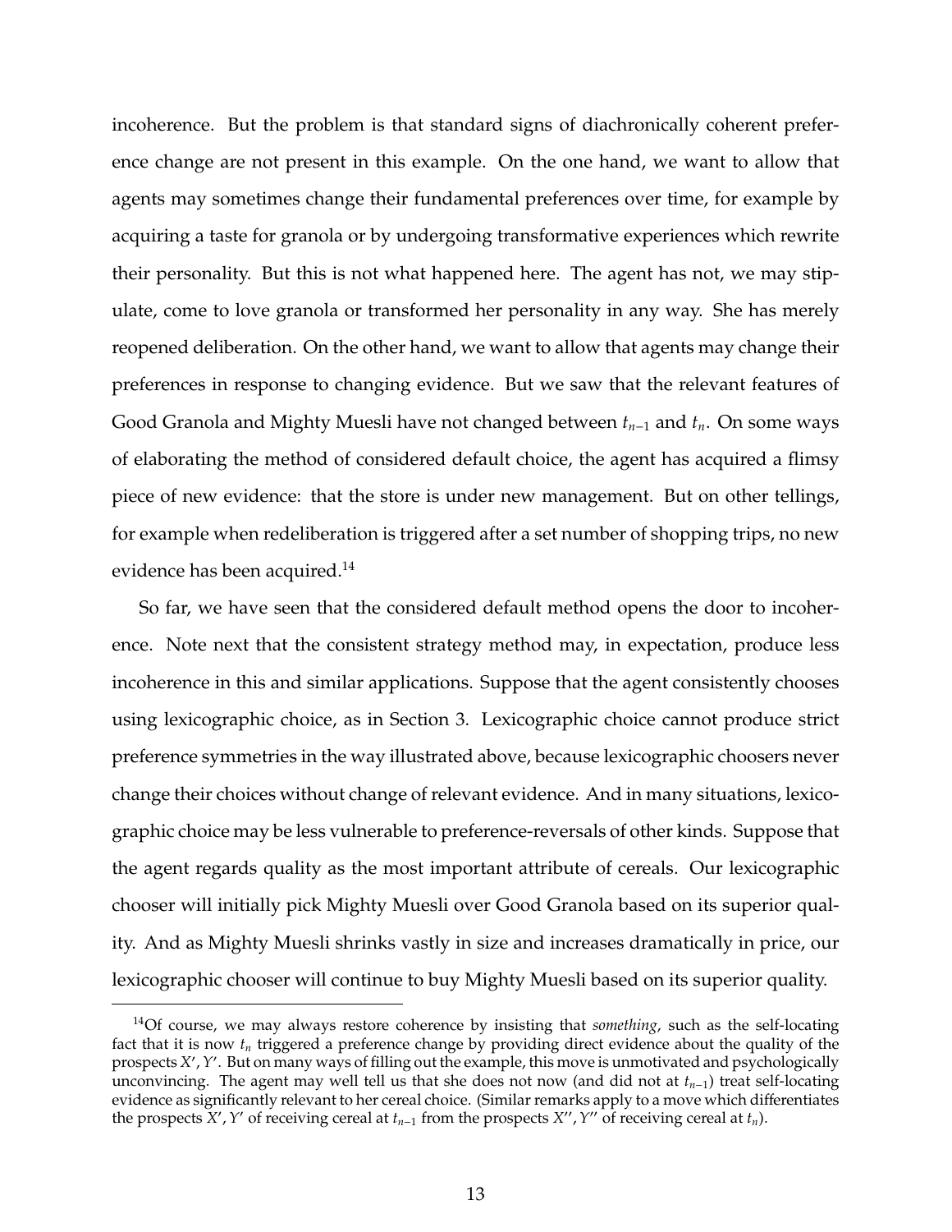incoherence. But the problem is that standard signs of diachronically coherent preference change are not present in this example. On the one hand, we want to allow that agents may sometimes change their fundamental preferences over time, for example by acquiring a taste for granola or by undergoing transformative experiences which rewrite their personality. But this is not what happened here. The agent has not, we may stipulate, come to love granola or transformed her personality in any way. She has merely reopened deliberation. On the other hand, we want to allow that agents may change their preferences in response to changing evidence. But we saw that the relevant features of Good Granola and Mighty Muesli have not changed between $t_{n-1}$ and $t_n$. On some ways of elaborating the method of considered default choice, the agent has acquired a flimsy piece of new evidence: that the store is under new management. But on other tellings, for example when redeliberation is triggered after a set number of shopping trips, no new evidence has been acquired.[14]

So far, we have seen that the considered default method opens the door to incoherence. Note next that the consistent strategy method may, in expectation, produce less incoherence in this and similar applications. Suppose that the agent consistently chooses using lexicographic choice, as in Section 3. Lexicographic choice cannot produce strict preference symmetries in the way illustrated above, because lexicographic choosers never change their choices without change of relevant evidence. And in many situations, lexicographic choice may be less vulnerable to preference-reversals of other kinds. Suppose that the agent regards quality as the most important attribute of cereals. Our lexicographic chooser will initially pick Mighty Muesli over Good Granola based on its superior quality. And as Mighty Muesli shrinks vastly in size and increases dramatically in price, our lexicographic chooser will continue to buy Mighty Muesli based on its superior quality.

[14] Of course, we may always restore coherence by insisting that *something*, such as the self-locating fact that it is now $t_n$ triggered a preference change by providing direct evidence about the quality of the prospects $X', Y'$. But on many ways of filling out the example, this move is unmotivated and psychologically unconvincing. The agent may well tell us that she does not now (and did not at $t_{n-1}$) treat self-locating evidence as significantly relevant to her cereal choice. (Similar remarks apply to a move which differentiates the prospects $X', Y'$ of receiving cereal at $t_{n-1}$ from the prospects $X'', Y''$ of receiving cereal at $t_n$).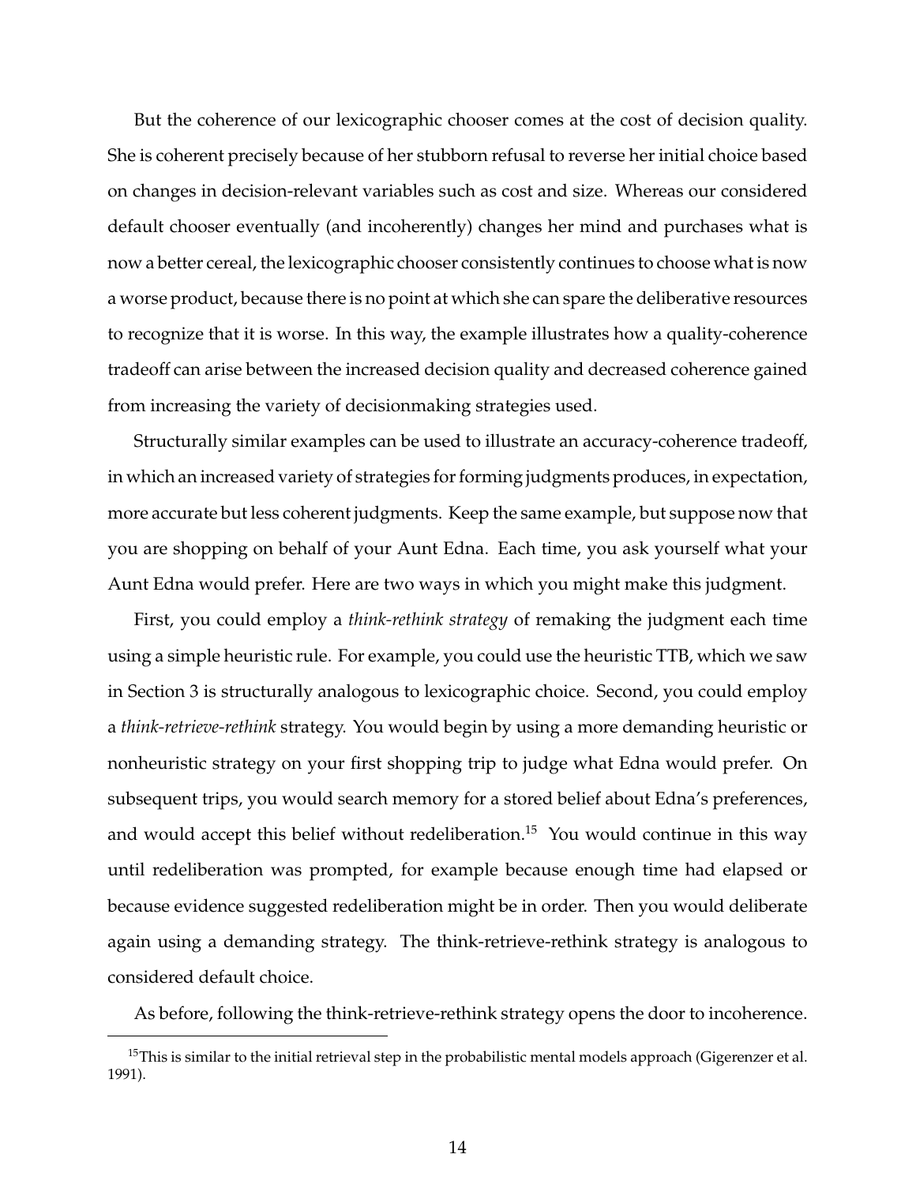But the coherence of our lexicographic chooser comes at the cost of decision quality. She is coherent precisely because of her stubborn refusal to reverse her initial choice based on changes in decision-relevant variables such as cost and size. Whereas our considered default chooser eventually (and incoherently) changes her mind and purchases what is now a better cereal, the lexicographic chooser consistently continues to choose what is now a worse product, because there is no point at which she can spare the deliberative resources to recognize that it is worse. In this way, the example illustrates how a quality-coherence tradeoff can arise between the increased decision quality and decreased coherence gained from increasing the variety of decisionmaking strategies used.

Structurally similar examples can be used to illustrate an accuracy-coherence tradeoff, in which an increased variety of strategies for forming judgments produces, in expectation, more accurate but less coherent judgments. Keep the same example, but suppose now that you are shopping on behalf of your Aunt Edna. Each time, you ask yourself what your Aunt Edna would prefer. Here are two ways in which you might make this judgment.

First, you could employ a *think-rethink strategy* of remaking the judgment each time using a simple heuristic rule. For example, you could use the heuristic TTB, which we saw in Section 3 is structurally analogous to lexicographic choice. Second, you could employ a *think-retrieve-rethink* strategy. You would begin by using a more demanding heuristic or nonheuristic strategy on your first shopping trip to judge what Edna would prefer. On subsequent trips, you would search memory for a stored belief about Edna's preferences, and would accept this belief without redeliberation.[15] You would continue in this way until redeliberation was prompted, for example because enough time had elapsed or because evidence suggested redeliberation might be in order. Then you would deliberate again using a demanding strategy. The think-retrieve-rethink strategy is analogous to considered default choice.

As before, following the think-retrieve-rethink strategy opens the door to incoherence.

[15] This is similar to the initial retrieval step in the probabilistic mental models approach (Gigerenzer et al. 1991).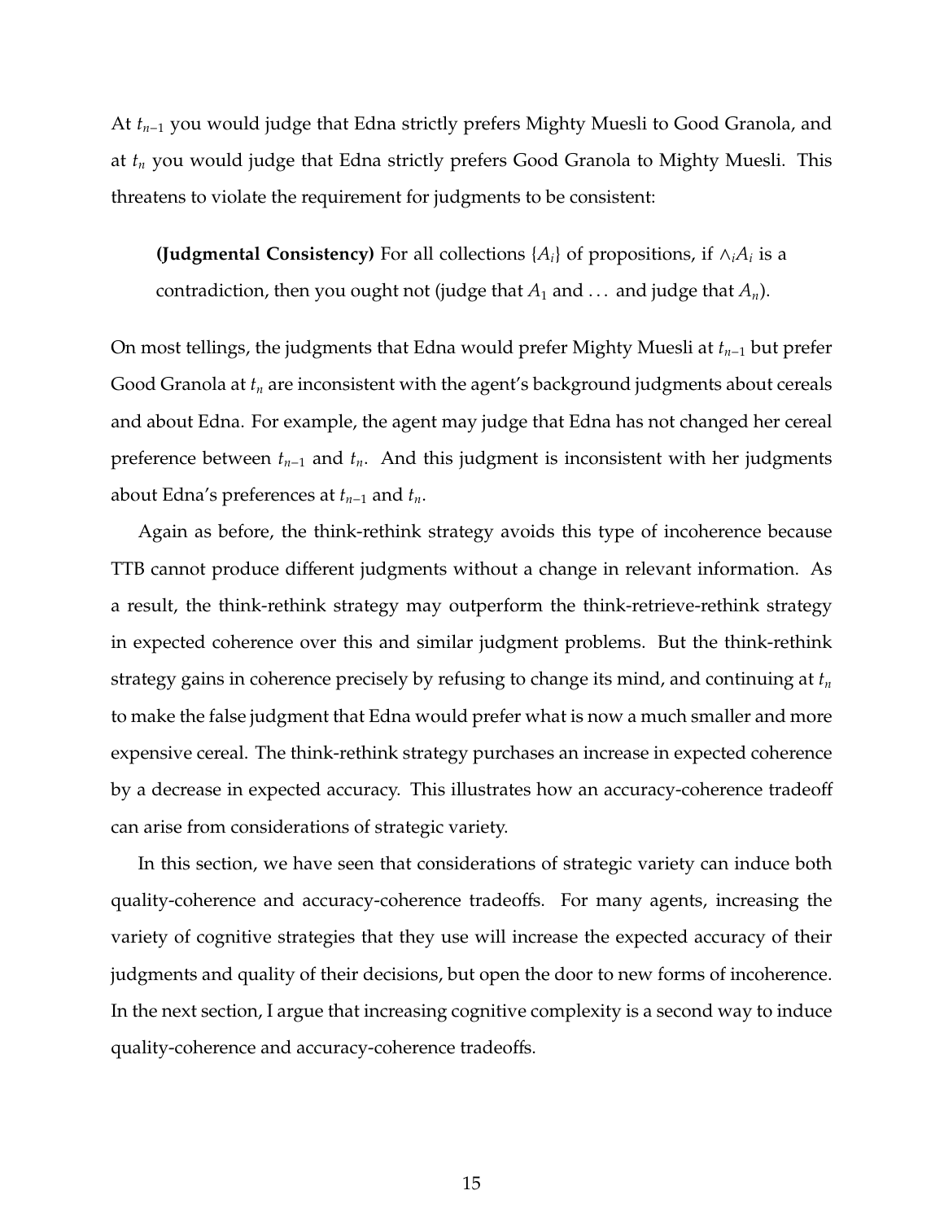At $t_{n-1}$ you would judge that Edna strictly prefers Mighty Muesli to Good Granola, and at $t_n$ you would judge that Edna strictly prefers Good Granola to Mighty Muesli. This threatens to violate the requirement for judgments to be consistent:

> **(Judgmental Consistency)** For all collections $\{A_i\}$ of propositions, if $\wedge_i A_i$ is a contradiction, then you ought not (judge that $A_1$ and ... and judge that $A_n$).

On most tellings, the judgments that Edna would prefer Mighty Muesli at $t_{n-1}$ but prefer Good Granola at $t_n$ are inconsistent with the agent's background judgments about cereals and about Edna. For example, the agent may judge that Edna has not changed her cereal preference between $t_{n-1}$ and $t_n$. And this judgment is inconsistent with her judgments about Edna's preferences at $t_{n-1}$ and $t_n$.

Again as before, the think-rethink strategy avoids this type of incoherence because TTB cannot produce different judgments without a change in relevant information. As a result, the think-rethink strategy may outperform the think-retrieve-rethink strategy in expected coherence over this and similar judgment problems. But the think-rethink strategy gains in coherence precisely by refusing to change its mind, and continuing at $t_n$ to make the false judgment that Edna would prefer what is now a much smaller and more expensive cereal. The think-rethink strategy purchases an increase in expected coherence by a decrease in expected accuracy. This illustrates how an accuracy-coherence tradeoff can arise from considerations of strategic variety.

In this section, we have seen that considerations of strategic variety can induce both quality-coherence and accuracy-coherence tradeoffs. For many agents, increasing the variety of cognitive strategies that they use will increase the expected accuracy of their judgments and quality of their decisions, but open the door to new forms of incoherence. In the next section, I argue that increasing cognitive complexity is a second way to induce quality-coherence and accuracy-coherence tradeoffs.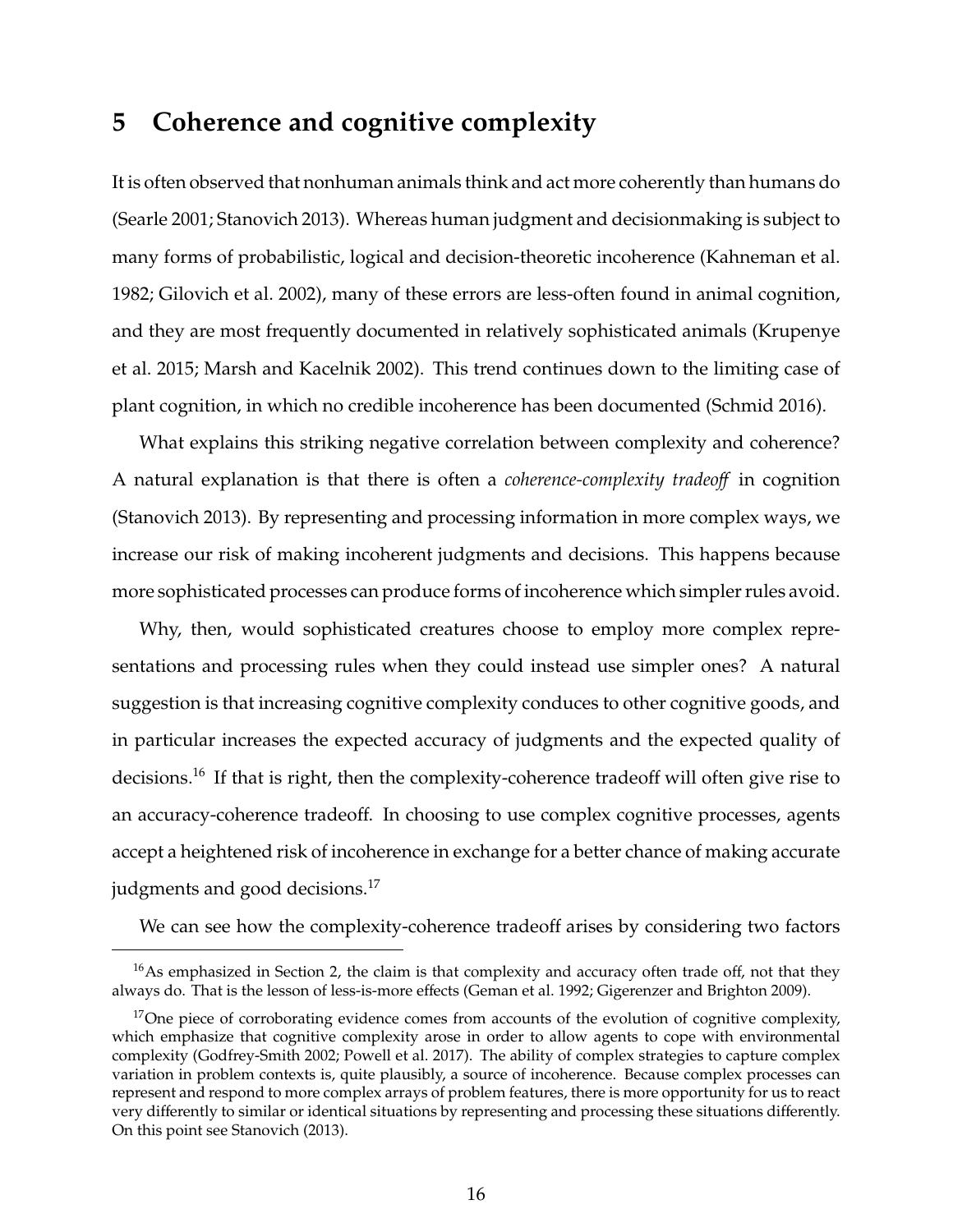# 5 Coherence and cognitive complexity

It is often observed that nonhuman animals think and act more coherently than humans do (Searle 2001; Stanovich 2013). Whereas human judgment and decisionmaking is subject to many forms of probabilistic, logical and decision-theoretic incoherence (Kahneman et al. 1982; Gilovich et al. 2002), many of these errors are less-often found in animal cognition, and they are most frequently documented in relatively sophisticated animals (Krupenye et al. 2015; Marsh and Kacelnik 2002). This trend continues down to the limiting case of plant cognition, in which no credible incoherence has been documented (Schmid 2016).

What explains this striking negative correlation between complexity and coherence? A natural explanation is that there is often a *coherence-complexity tradeoff* in cognition (Stanovich 2013). By representing and processing information in more complex ways, we increase our risk of making incoherent judgments and decisions. This happens because more sophisticated processes can produce forms of incoherence which simpler rules avoid.

Why, then, would sophisticated creatures choose to employ more complex representations and processing rules when they could instead use simpler ones? A natural suggestion is that increasing cognitive complexity conduces to other cognitive goods, and in particular increases the expected accuracy of judgments and the expected quality of decisions.[16] If that is right, then the complexity-coherence tradeoff will often give rise to an accuracy-coherence tradeoff. In choosing to use complex cognitive processes, agents accept a heightened risk of incoherence in exchange for a better chance of making accurate judgments and good decisions.[17]

We can see how the complexity-coherence tradeoff arises by considering two factors

[16] As emphasized in Section 2, the claim is that complexity and accuracy often trade off, not that they always do. That is the lesson of less-is-more effects (Geman et al. 1992; Gigerenzer and Brighton 2009).

[17] One piece of corroborating evidence comes from accounts of the evolution of cognitive complexity, which emphasize that cognitive complexity arose in order to allow agents to cope with environmental complexity (Godfrey-Smith 2002; Powell et al. 2017). The ability of complex strategies to capture complex variation in problem contexts is, quite plausibly, a source of incoherence. Because complex processes can represent and respond to more complex arrays of problem features, there is more opportunity for us to react very differently to similar or identical situations by representing and processing these situations differently. On this point see Stanovich (2013).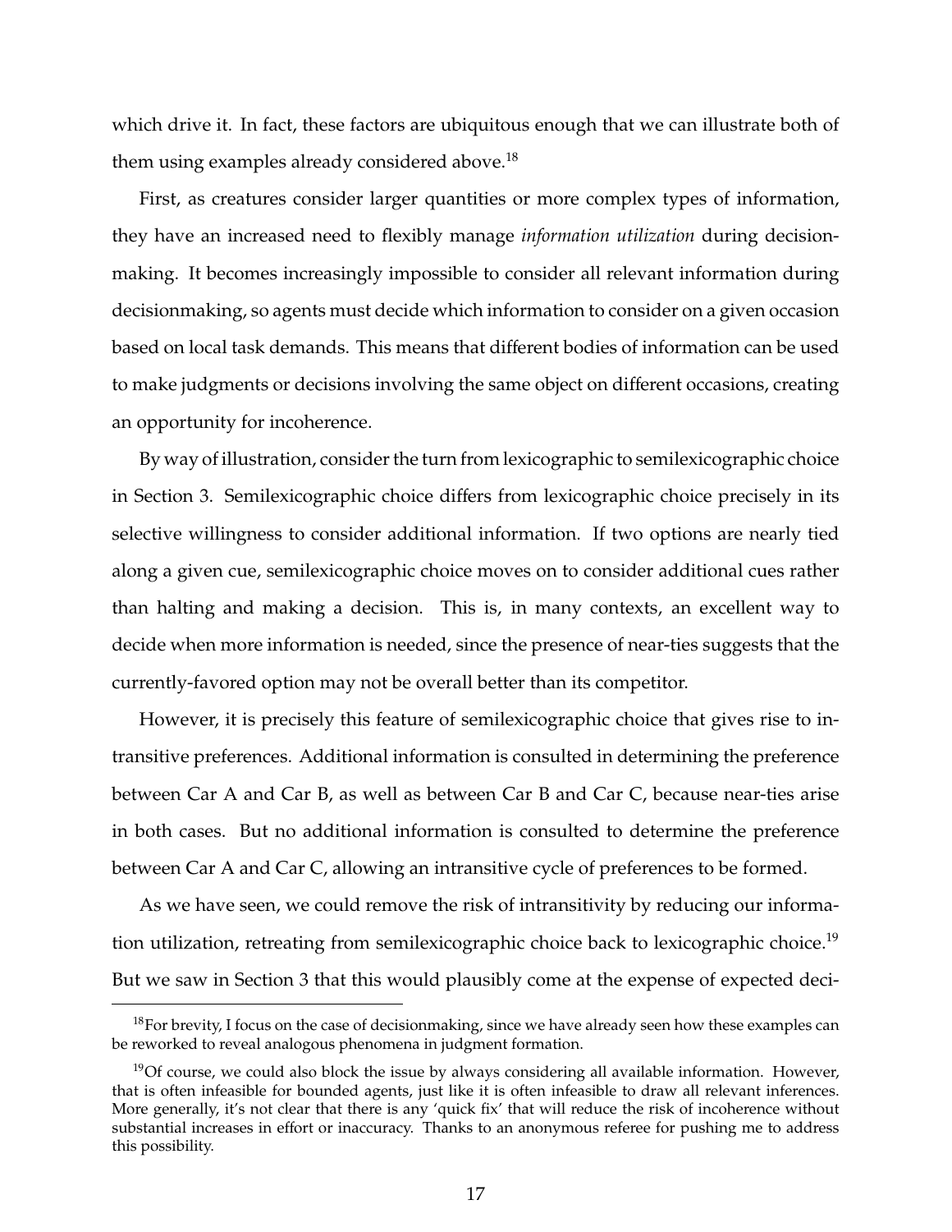which drive it. In fact, these factors are ubiquitous enough that we can illustrate both of them using examples already considered above.[18]

First, as creatures consider larger quantities or more complex types of information, they have an increased need to flexibly manage *information utilization* during decisionmaking. It becomes increasingly impossible to consider all relevant information during decisionmaking, so agents must decide which information to consider on a given occasion based on local task demands. This means that different bodies of information can be used to make judgments or decisions involving the same object on different occasions, creating an opportunity for incoherence.

By way of illustration, consider the turn from lexicographic to semilexicographic choice in Section 3. Semilexicographic choice differs from lexicographic choice precisely in its selective willingness to consider additional information. If two options are nearly tied along a given cue, semilexicographic choice moves on to consider additional cues rather than halting and making a decision. This is, in many contexts, an excellent way to decide when more information is needed, since the presence of near-ties suggests that the currently-favored option may not be overall better than its competitor.

However, it is precisely this feature of semilexicographic choice that gives rise to intransitive preferences. Additional information is consulted in determining the preference between Car A and Car B, as well as between Car B and Car C, because near-ties arise in both cases. But no additional information is consulted to determine the preference between Car A and Car C, allowing an intransitive cycle of preferences to be formed.

As we have seen, we could remove the risk of intransitivity by reducing our information utilization, retreating from semilexicographic choice back to lexicographic choice.[19] But we saw in Section 3 that this would plausibly come at the expense of expected deci-

[18]For brevity, I focus on the case of decisionmaking, since we have already seen how these examples can be reworked to reveal analogous phenomena in judgment formation.

[19]Of course, we could also block the issue by always considering all available information. However, that is often infeasible for bounded agents, just like it is often infeasible to draw all relevant inferences. More generally, it's not clear that there is any 'quick fix' that will reduce the risk of incoherence without substantial increases in effort or inaccuracy. Thanks to an anonymous referee for pushing me to address this possibility.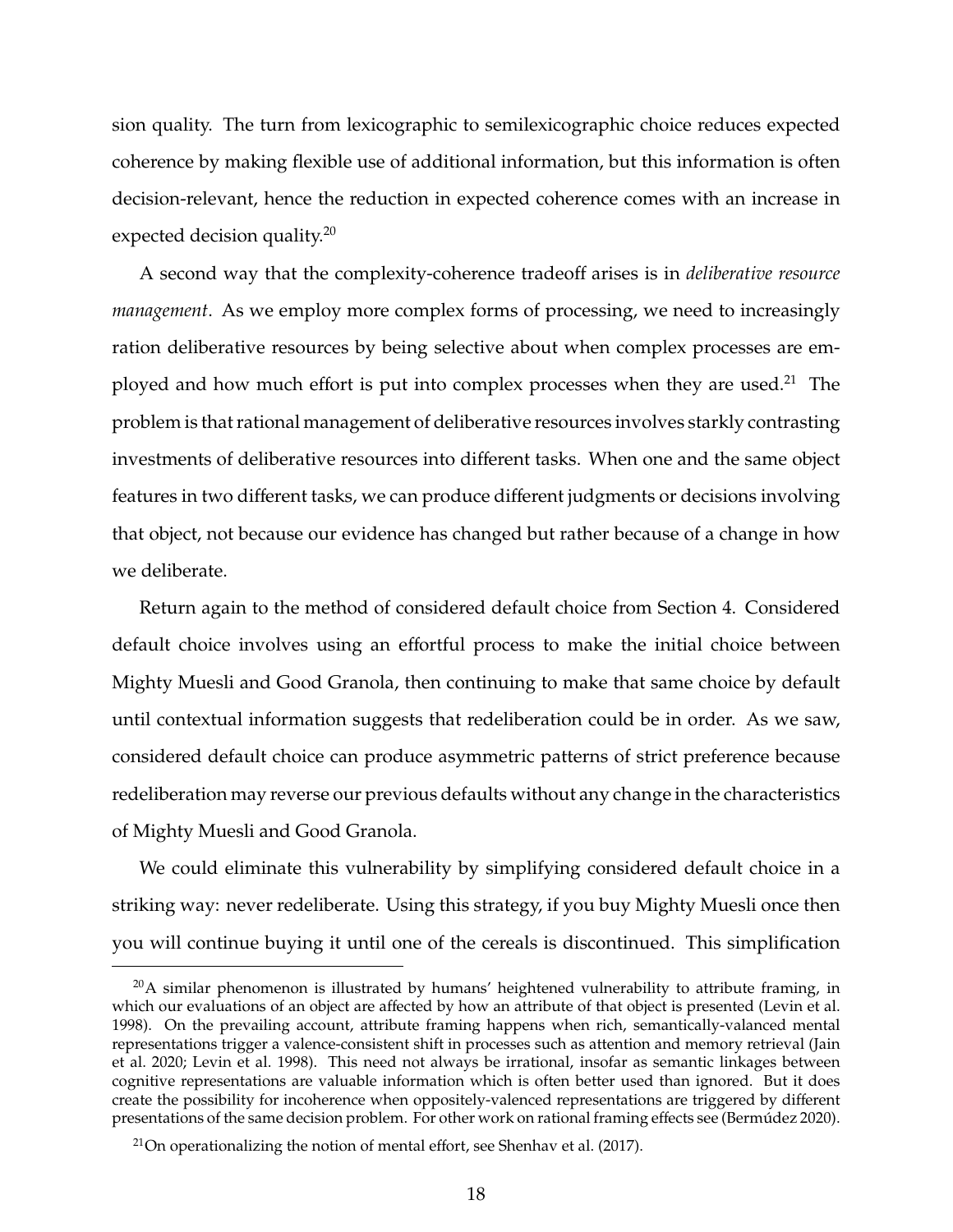sion quality. The turn from lexicographic to semilexicographic choice reduces expected coherence by making flexible use of additional information, but this information is often decision-relevant, hence the reduction in expected coherence comes with an increase in expected decision quality.[20]

A second way that the complexity-coherence tradeoff arises is in *deliberative resource management*. As we employ more complex forms of processing, we need to increasingly ration deliberative resources by being selective about when complex processes are employed and how much effort is put into complex processes when they are used.[21] The problem is that rational management of deliberative resources involves starkly contrasting investments of deliberative resources into different tasks. When one and the same object features in two different tasks, we can produce different judgments or decisions involving that object, not because our evidence has changed but rather because of a change in how we deliberate.

Return again to the method of considered default choice from Section 4. Considered default choice involves using an effortful process to make the initial choice between Mighty Muesli and Good Granola, then continuing to make that same choice by default until contextual information suggests that redeliberation could be in order. As we saw, considered default choice can produce asymmetric patterns of strict preference because redeliberation may reverse our previous defaults without any change in the characteristics of Mighty Muesli and Good Granola.

We could eliminate this vulnerability by simplifying considered default choice in a striking way: never redeliberate. Using this strategy, if you buy Mighty Muesli once then you will continue buying it until one of the cereals is discontinued. This simplification

---

[20] A similar phenomenon is illustrated by humans' heightened vulnerability to attribute framing, in which our evaluations of an object are affected by how an attribute of that object is presented (Levin et al. 1998). On the prevailing account, attribute framing happens when rich, semantically-valanced mental representations trigger a valence-consistent shift in processes such as attention and memory retrieval (Jain et al. 2020; Levin et al. 1998). This need not always be irrational, insofar as semantic linkages between cognitive representations are valuable information which is often better used than ignored. But it does create the possibility for incoherence when oppositely-valenced representations are triggered by different presentations of the same decision problem. For other work on rational framing effects see (Bermúdez 2020).

[21] On operationalizing the notion of mental effort, see Shenhav et al. (2017).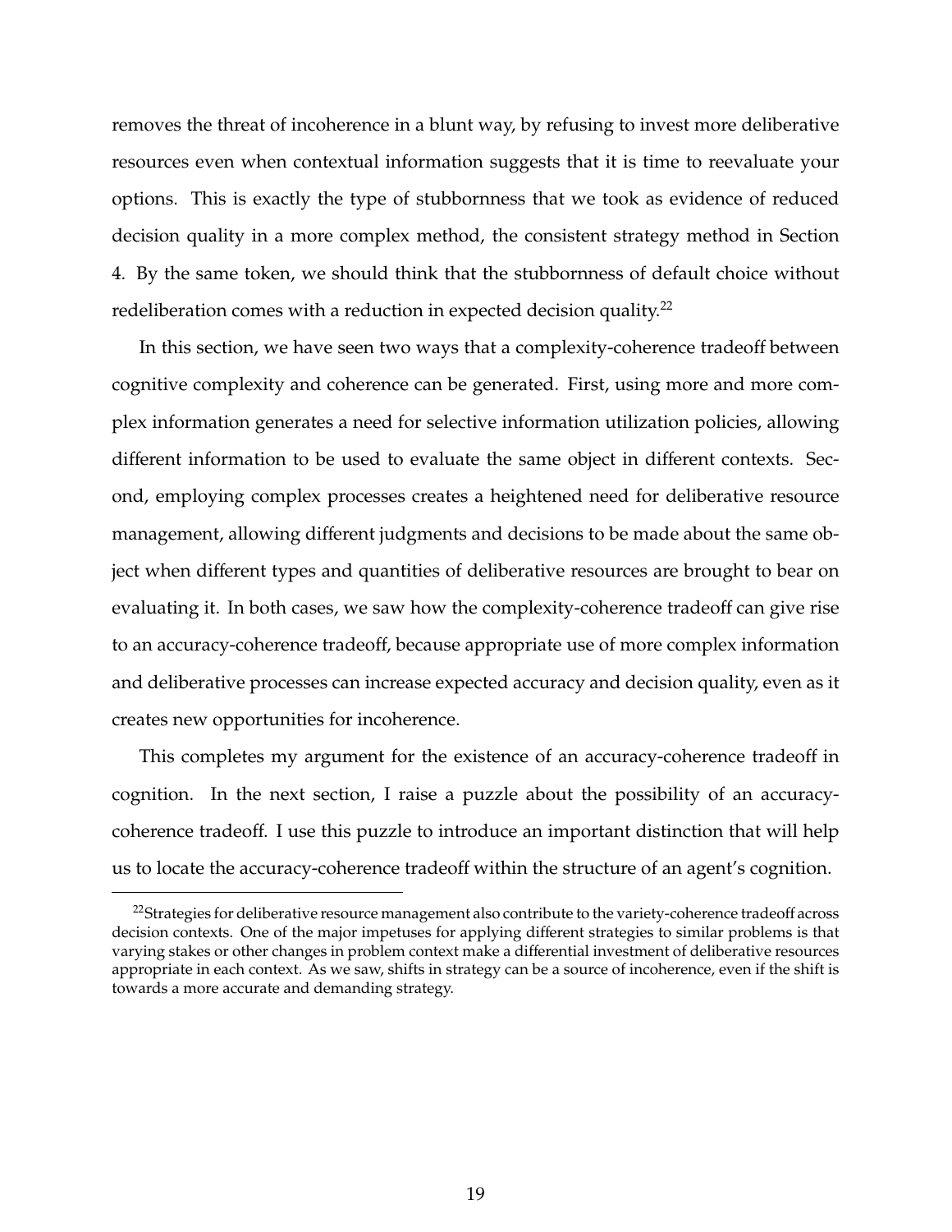removes the threat of incoherence in a blunt way, by refusing to invest more deliberative resources even when contextual information suggests that it is time to reevaluate your options. This is exactly the type of stubbornness that we took as evidence of reduced decision quality in a more complex method, the consistent strategy method in Section 4. By the same token, we should think that the stubbornness of default choice without redeliberation comes with a reduction in expected decision quality.[22]

In this section, we have seen two ways that a complexity-coherence tradeoff between cognitive complexity and coherence can be generated. First, using more and more complex information generates a need for selective information utilization policies, allowing different information to be used to evaluate the same object in different contexts. Second, employing complex processes creates a heightened need for deliberative resource management, allowing different judgments and decisions to be made about the same object when different types and quantities of deliberative resources are brought to bear on evaluating it. In both cases, we saw how the complexity-coherence tradeoff can give rise to an accuracy-coherence tradeoff, because appropriate use of more complex information and deliberative processes can increase expected accuracy and decision quality, even as it creates new opportunities for incoherence.

This completes my argument for the existence of an accuracy-coherence tradeoff in cognition. In the next section, I raise a puzzle about the possibility of an accuracy-coherence tradeoff. I use this puzzle to introduce an important distinction that will help us to locate the accuracy-coherence tradeoff within the structure of an agent's cognition.

[22] Strategies for deliberative resource management also contribute to the variety-coherence tradeoff across decision contexts. One of the major impetuses for applying different strategies to similar problems is that varying stakes or other changes in problem context make a differential investment of deliberative resources appropriate in each context. As we saw, shifts in strategy can be a source of incoherence, even if the shift is towards a more accurate and demanding strategy.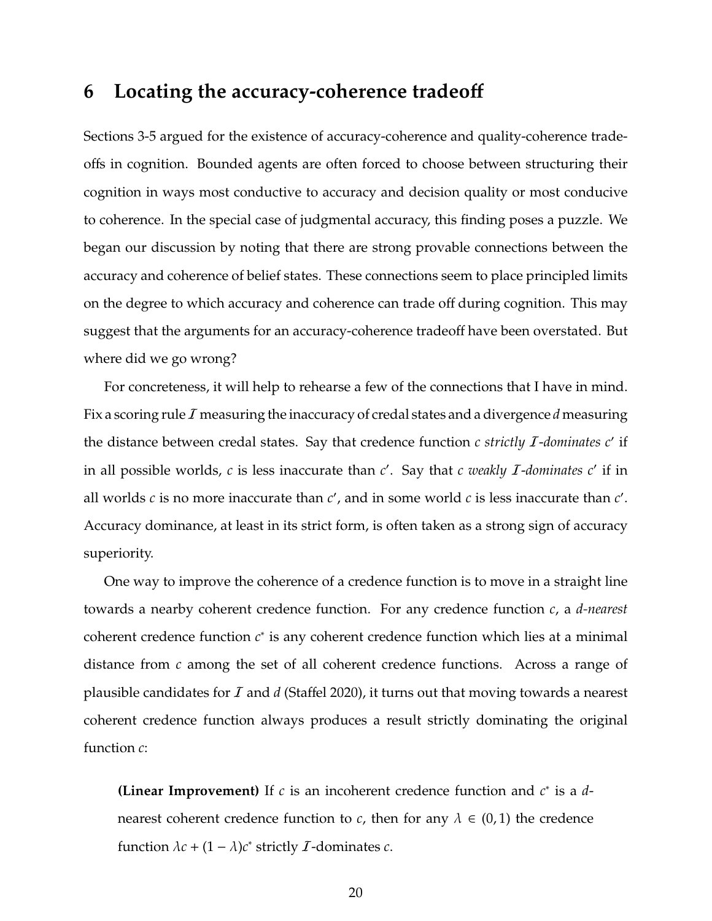## 6 Locating the accuracy-coherence tradeoff

Sections 3-5 argued for the existence of accuracy-coherence and quality-coherence tradeoffs in cognition. Bounded agents are often forced to choose between structuring their cognition in ways most conductive to accuracy and decision quality or most conducive to coherence. In the special case of judgmental accuracy, this finding poses a puzzle. We began our discussion by noting that there are strong provable connections between the accuracy and coherence of belief states. These connections seem to place principled limits on the degree to which accuracy and coherence can trade off during cognition. This may suggest that the arguments for an accuracy-coherence tradeoff have been overstated. But where did we go wrong?

For concreteness, it will help to rehearse a few of the connections that I have in mind. Fix a scoring rule $\mathcal{I}$ measuring the inaccuracy of credal states and a divergence $d$ measuring the distance between credal states. Say that credence function $c$ *strictly* $\mathcal{I}$*-dominates* $c'$ if in all possible worlds, $c$ is less inaccurate than $c'$. Say that $c$ *weakly* $\mathcal{I}$*-dominates* $c'$ if in all worlds $c$ is no more inaccurate than $c'$, and in some world $c$ is less inaccurate than $c'$. Accuracy dominance, at least in its strict form, is often taken as a strong sign of accuracy superiority.

One way to improve the coherence of a credence function is to move in a straight line towards a nearby coherent credence function. For any credence function $c$, a *d-nearest* coherent credence function $c^*$ is any coherent credence function which lies at a minimal distance from $c$ among the set of all coherent credence functions. Across a range of plausible candidates for $\mathcal{I}$ and $d$ (Staffel 2020), it turns out that moving towards a nearest coherent credence function always produces a result strictly dominating the original function $c$:

> **(Linear Improvement)** If $c$ is an incoherent credence function and $c^*$ is a $d$-nearest coherent credence function to $c$, then for any $\lambda \in (0, 1)$ the credence function $\lambda c + (1 - \lambda)c^*$ strictly $\mathcal{I}$-dominates $c$.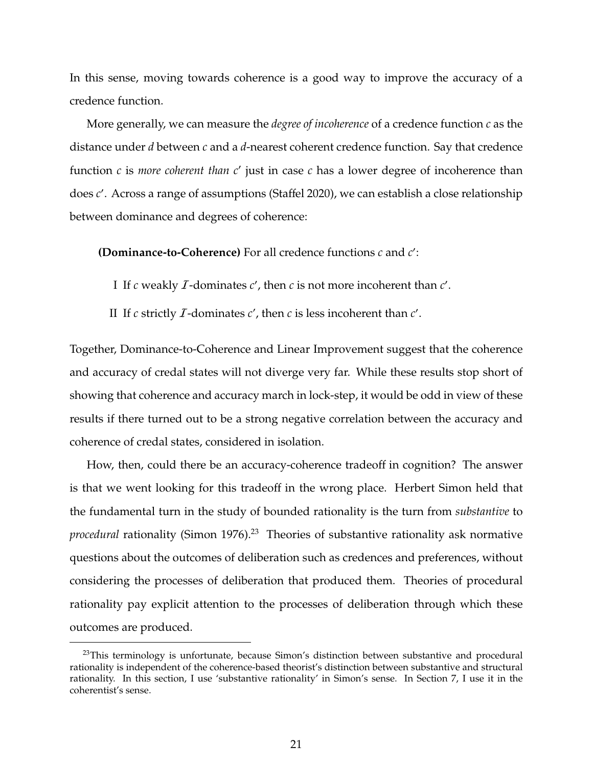In this sense, moving towards coherence is a good way to improve the accuracy of a credence function.

More generally, we can measure the *degree of incoherence* of a credence function $c$ as the distance under $d$ between $c$ and a $d$-nearest coherent credence function. Say that credence function $c$ is *more coherent than* $c'$ just in case $c$ has a lower degree of incoherence than does $c'$. Across a range of assumptions (Staffel 2020), we can establish a close relationship between dominance and degrees of coherence:

**(Dominance-to-Coherence)** For all credence functions $c$ and $c'$:

I If $c$ weakly $\mathcal{I}$-dominates $c'$, then $c$ is not more incoherent than $c'$.

II If $c$ strictly $\mathcal{I}$-dominates $c'$, then $c$ is less incoherent than $c'$.

Together, Dominance-to-Coherence and Linear Improvement suggest that the coherence and accuracy of credal states will not diverge very far. While these results stop short of showing that coherence and accuracy march in lock-step, it would be odd in view of these results if there turned out to be a strong negative correlation between the accuracy and coherence of credal states, considered in isolation.

How, then, could there be an accuracy-coherence tradeoff in cognition? The answer is that we went looking for this tradeoff in the wrong place. Herbert Simon held that the fundamental turn in the study of bounded rationality is the turn from *substantive* to *procedural* rationality (Simon 1976).[23] Theories of substantive rationality ask normative questions about the outcomes of deliberation such as credences and preferences, without considering the processes of deliberation that produced them. Theories of procedural rationality pay explicit attention to the processes of deliberation through which these outcomes are produced.

[23] This terminology is unfortunate, because Simon's distinction between substantive and procedural rationality is independent of the coherence-based theorist's distinction between substantive and structural rationality. In this section, I use 'substantive rationality' in Simon's sense. In Section 7, I use it in the coherentist's sense.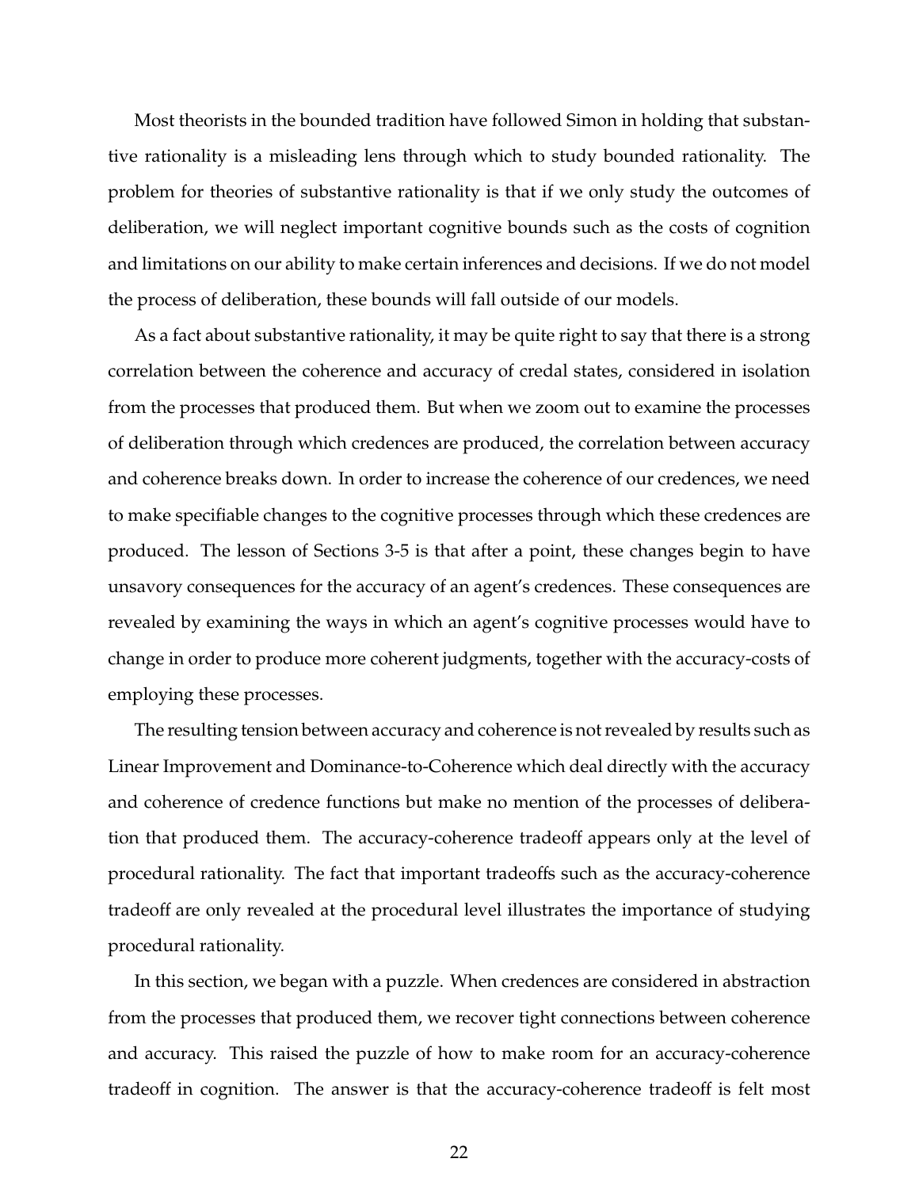Most theorists in the bounded tradition have followed Simon in holding that substantive rationality is a misleading lens through which to study bounded rationality. The problem for theories of substantive rationality is that if we only study the outcomes of deliberation, we will neglect important cognitive bounds such as the costs of cognition and limitations on our ability to make certain inferences and decisions. If we do not model the process of deliberation, these bounds will fall outside of our models.

As a fact about substantive rationality, it may be quite right to say that there is a strong correlation between the coherence and accuracy of credal states, considered in isolation from the processes that produced them. But when we zoom out to examine the processes of deliberation through which credences are produced, the correlation between accuracy and coherence breaks down. In order to increase the coherence of our credences, we need to make specifiable changes to the cognitive processes through which these credences are produced. The lesson of Sections 3-5 is that after a point, these changes begin to have unsavory consequences for the accuracy of an agent's credences. These consequences are revealed by examining the ways in which an agent's cognitive processes would have to change in order to produce more coherent judgments, together with the accuracy-costs of employing these processes.

The resulting tension between accuracy and coherence is not revealed by results such as Linear Improvement and Dominance-to-Coherence which deal directly with the accuracy and coherence of credence functions but make no mention of the processes of deliberation that produced them. The accuracy-coherence tradeoff appears only at the level of procedural rationality. The fact that important tradeoffs such as the accuracy-coherence tradeoff are only revealed at the procedural level illustrates the importance of studying procedural rationality.

In this section, we began with a puzzle. When credences are considered in abstraction from the processes that produced them, we recover tight connections between coherence and accuracy. This raised the puzzle of how to make room for an accuracy-coherence tradeoff in cognition. The answer is that the accuracy-coherence tradeoff is felt most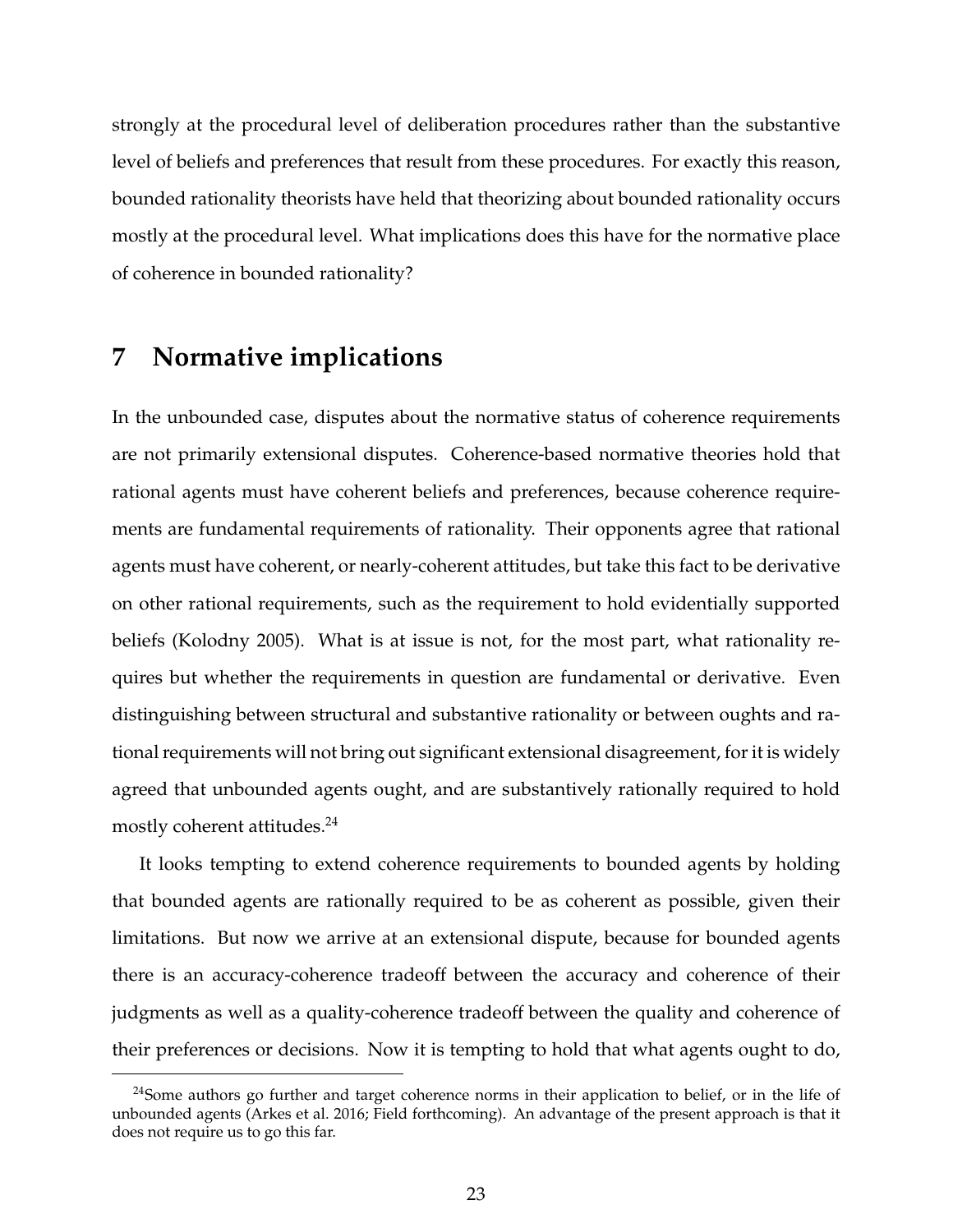strongly at the procedural level of deliberation procedures rather than the substantive level of beliefs and preferences that result from these procedures. For exactly this reason, bounded rationality theorists have held that theorizing about bounded rationality occurs mostly at the procedural level. What implications does this have for the normative place of coherence in bounded rationality?

## 7 Normative implications

In the unbounded case, disputes about the normative status of coherence requirements are not primarily extensional disputes. Coherence-based normative theories hold that rational agents must have coherent beliefs and preferences, because coherence requirements are fundamental requirements of rationality. Their opponents agree that rational agents must have coherent, or nearly-coherent attitudes, but take this fact to be derivative on other rational requirements, such as the requirement to hold evidentially supported beliefs (Kolodny 2005). What is at issue is not, for the most part, what rationality requires but whether the requirements in question are fundamental or derivative. Even distinguishing between structural and substantive rationality or between oughts and rational requirements will not bring out significant extensional disagreement, for it is widely agreed that unbounded agents ought, and are substantively rationally required to hold mostly coherent attitudes.[24]

It looks tempting to extend coherence requirements to bounded agents by holding that bounded agents are rationally required to be as coherent as possible, given their limitations. But now we arrive at an extensional dispute, because for bounded agents there is an accuracy-coherence tradeoff between the accuracy and coherence of their judgments as well as a quality-coherence tradeoff between the quality and coherence of their preferences or decisions. Now it is tempting to hold that what agents ought to do,

[24] Some authors go further and target coherence norms in their application to belief, or in the life of unbounded agents (Arkes et al. 2016; Field forthcoming). An advantage of the present approach is that it does not require us to go this far.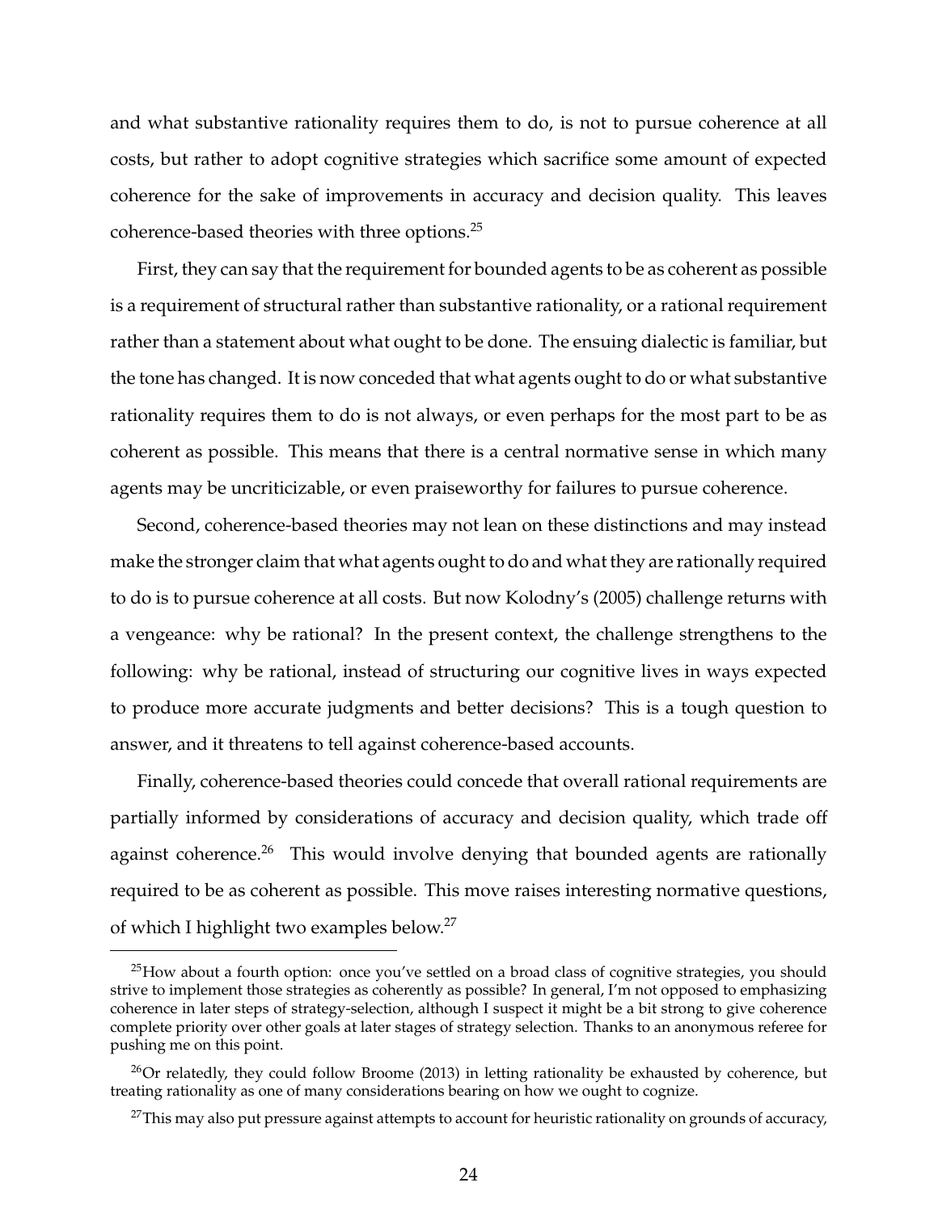and what substantive rationality requires them to do, is not to pursue coherence at all costs, but rather to adopt cognitive strategies which sacrifice some amount of expected coherence for the sake of improvements in accuracy and decision quality. This leaves coherence-based theories with three options.[25]

First, they can say that the requirement for bounded agents to be as coherent as possible is a requirement of structural rather than substantive rationality, or a rational requirement rather than a statement about what ought to be done. The ensuing dialectic is familiar, but the tone has changed. It is now conceded that what agents ought to do or what substantive rationality requires them to do is not always, or even perhaps for the most part to be as coherent as possible. This means that there is a central normative sense in which many agents may be uncriticizable, or even praiseworthy for failures to pursue coherence.

Second, coherence-based theories may not lean on these distinctions and may instead make the stronger claim that what agents ought to do and what they are rationally required to do is to pursue coherence at all costs. But now Kolodny's (2005) challenge returns with a vengeance: why be rational? In the present context, the challenge strengthens to the following: why be rational, instead of structuring our cognitive lives in ways expected to produce more accurate judgments and better decisions? This is a tough question to answer, and it threatens to tell against coherence-based accounts.

Finally, coherence-based theories could concede that overall rational requirements are partially informed by considerations of accuracy and decision quality, which trade off against coherence.[26] This would involve denying that bounded agents are rationally required to be as coherent as possible. This move raises interesting normative questions, of which I highlight two examples below.[27]

[25] How about a fourth option: once you've settled on a broad class of cognitive strategies, you should strive to implement those strategies as coherently as possible? In general, I'm not opposed to emphasizing coherence in later steps of strategy-selection, although I suspect it might be a bit strong to give coherence complete priority over other goals at later stages of strategy selection. Thanks to an anonymous referee for pushing me on this point.

[26] Or relatedly, they could follow Broome (2013) in letting rationality be exhausted by coherence, but treating rationality as one of many considerations bearing on how we ought to cognize.

[27] This may also put pressure against attempts to account for heuristic rationality on grounds of accuracy,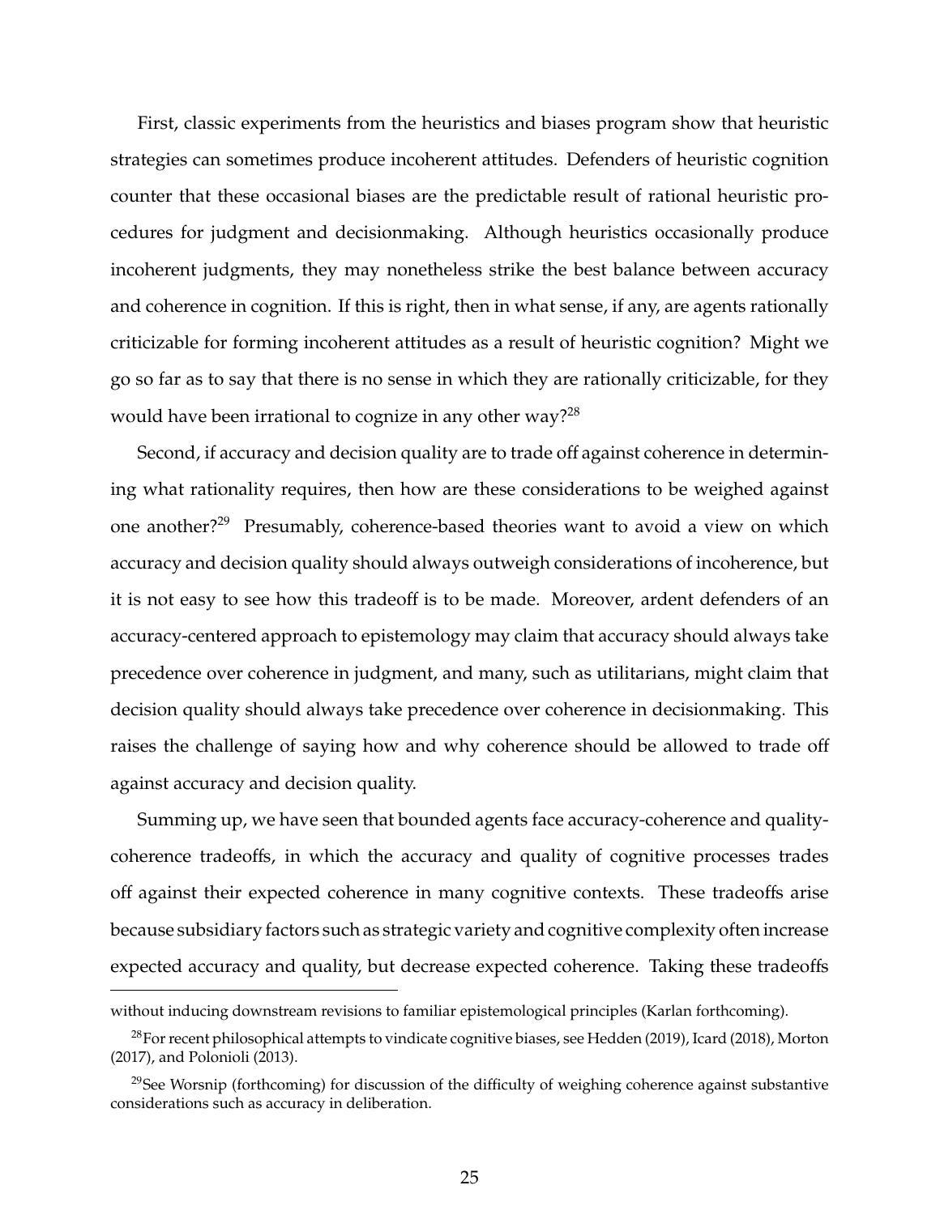First, classic experiments from the heuristics and biases program show that heuristic strategies can sometimes produce incoherent attitudes. Defenders of heuristic cognition counter that these occasional biases are the predictable result of rational heuristic procedures for judgment and decisionmaking. Although heuristics occasionally produce incoherent judgments, they may nonetheless strike the best balance between accuracy and coherence in cognition. If this is right, then in what sense, if any, are agents rationally criticizable for forming incoherent attitudes as a result of heuristic cognition? Might we go so far as to say that there is no sense in which they are rationally criticizable, for they would have been irrational to cognize in any other way?[28]

Second, if accuracy and decision quality are to trade off against coherence in determining what rationality requires, then how are these considerations to be weighed against one another?[29] Presumably, coherence-based theories want to avoid a view on which accuracy and decision quality should always outweigh considerations of incoherence, but it is not easy to see how this tradeoff is to be made. Moreover, ardent defenders of an accuracy-centered approach to epistemology may claim that accuracy should always take precedence over coherence in judgment, and many, such as utilitarians, might claim that decision quality should always take precedence over coherence in decisionmaking. This raises the challenge of saying how and why coherence should be allowed to trade off against accuracy and decision quality.

Summing up, we have seen that bounded agents face accuracy-coherence and quality-coherence tradeoffs, in which the accuracy and quality of cognitive processes trades off against their expected coherence in many cognitive contexts. These tradeoffs arise because subsidiary factors such as strategic variety and cognitive complexity often increase expected accuracy and quality, but decrease expected coherence. Taking these tradeoffs

---

without inducing downstream revisions to familiar epistemological principles (Karlan forthcoming).

[28] For recent philosophical attempts to vindicate cognitive biases, see Hedden (2019), Icard (2018), Morton (2017), and Polonioli (2013).

[29] See Worsnip (forthcoming) for discussion of the difficulty of weighing coherence against substantive considerations such as accuracy in deliberation.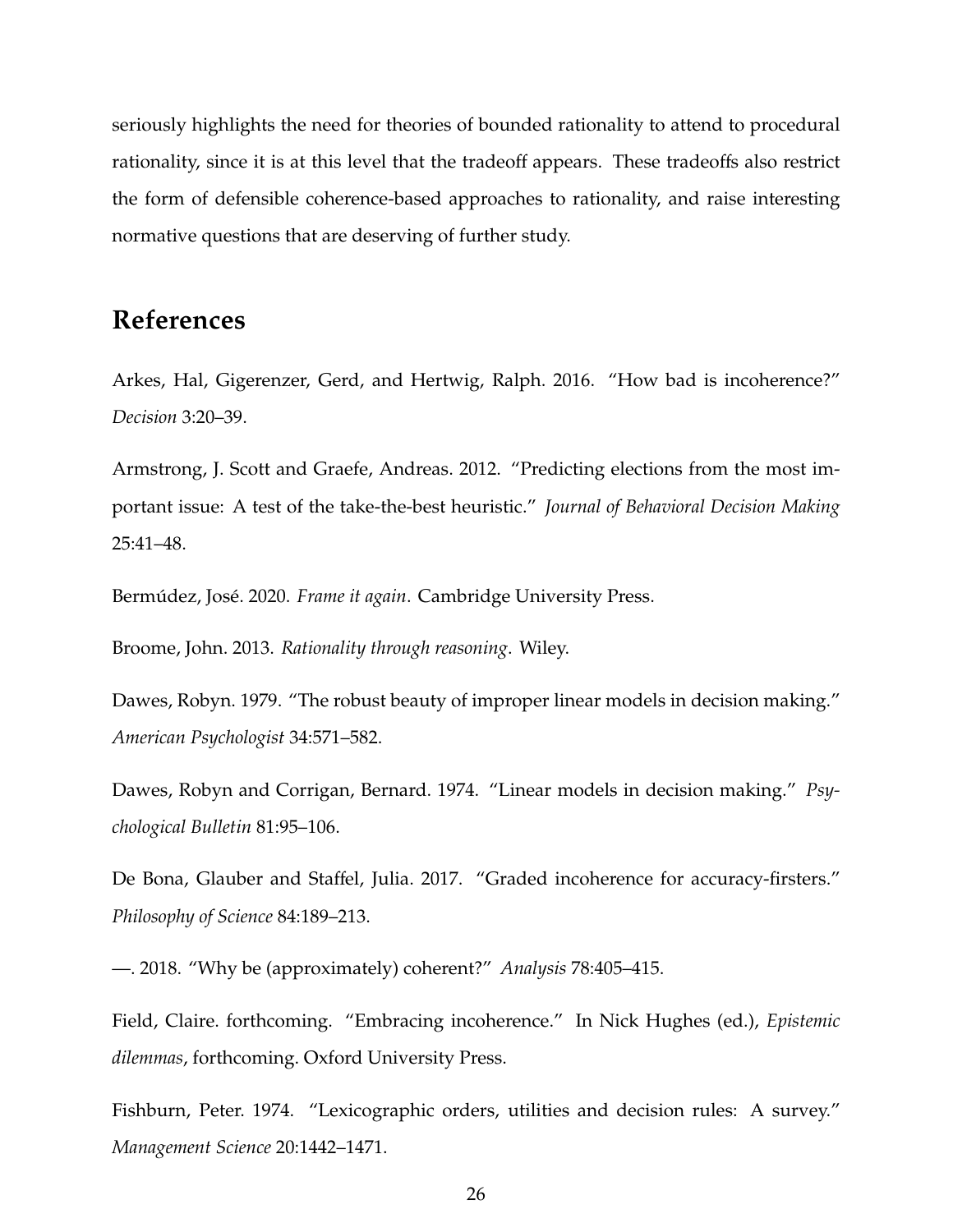seriously highlights the need for theories of bounded rationality to attend to procedural rationality, since it is at this level that the tradeoff appears. These tradeoffs also restrict the form of defensible coherence-based approaches to rationality, and raise interesting normative questions that are deserving of further study.

## References

Arkes, Hal, Gigerenzer, Gerd, and Hertwig, Ralph. 2016. "How bad is incoherence?" *Decision* 3:20–39.

Armstrong, J. Scott and Graefe, Andreas. 2012. "Predicting elections from the most important issue: A test of the take-the-best heuristic." *Journal of Behavioral Decision Making* 25:41–48.

Bermúdez, José. 2020. *Frame it again*. Cambridge University Press.

Broome, John. 2013. *Rationality through reasoning*. Wiley.

Dawes, Robyn. 1979. "The robust beauty of improper linear models in decision making." *American Psychologist* 34:571–582.

Dawes, Robyn and Corrigan, Bernard. 1974. "Linear models in decision making." *Psychological Bulletin* 81:95–106.

De Bona, Glauber and Staffel, Julia. 2017. "Graded incoherence for accuracy-firsters." *Philosophy of Science* 84:189–213.

—. 2018. "Why be (approximately) coherent?" *Analysis* 78:405–415.

Field, Claire. forthcoming. "Embracing incoherence." In Nick Hughes (ed.), *Epistemic dilemmas*, forthcoming. Oxford University Press.

Fishburn, Peter. 1974. "Lexicographic orders, utilities and decision rules: A survey." *Management Science* 20:1442–1471.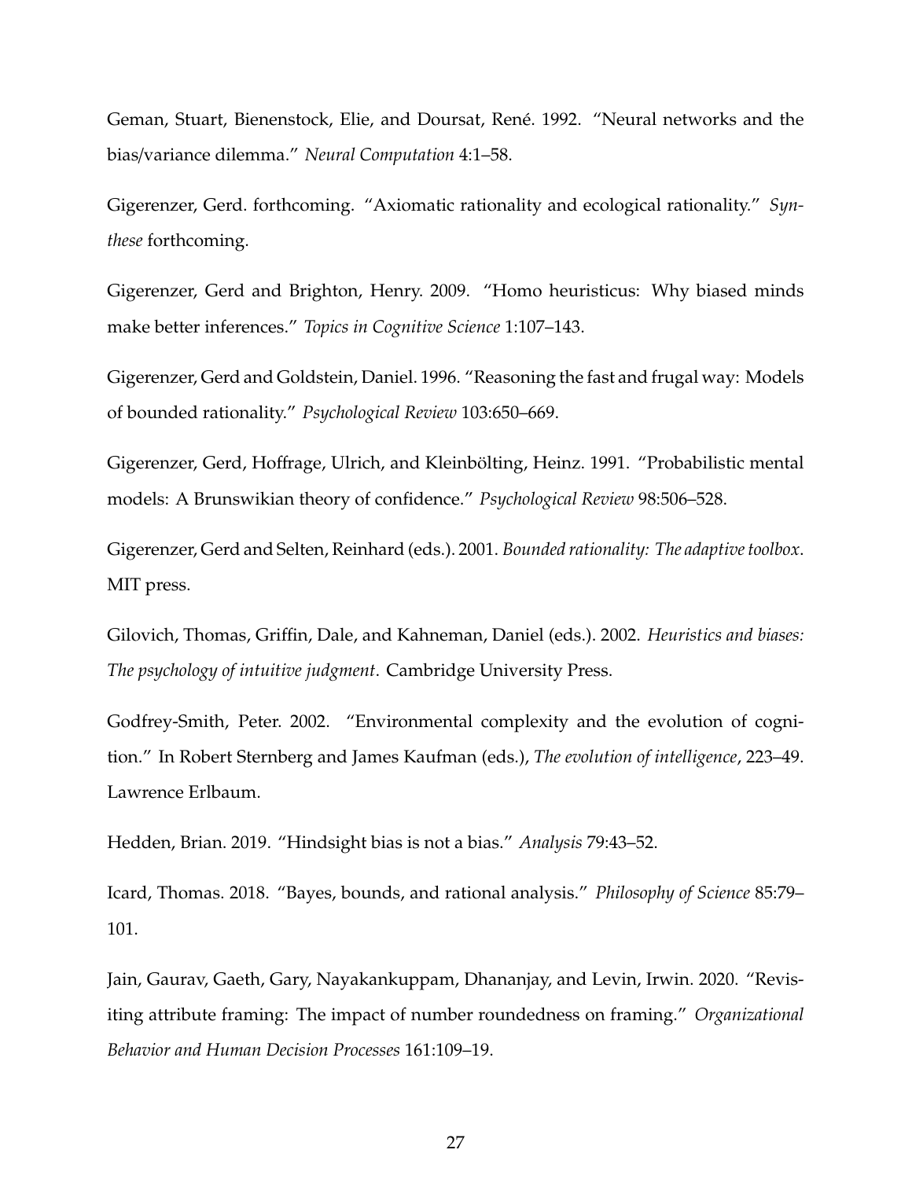Geman, Stuart, Bienenstock, Elie, and Doursat, René. 1992. "Neural networks and the bias/variance dilemma." *Neural Computation* 4:1–58.

Gigerenzer, Gerd. forthcoming. "Axiomatic rationality and ecological rationality." *Synthese* forthcoming.

Gigerenzer, Gerd and Brighton, Henry. 2009. "Homo heuristicus: Why biased minds make better inferences." *Topics in Cognitive Science* 1:107–143.

Gigerenzer, Gerd and Goldstein, Daniel. 1996. "Reasoning the fast and frugal way: Models of bounded rationality." *Psychological Review* 103:650–669.

Gigerenzer, Gerd, Hoffrage, Ulrich, and Kleinbölting, Heinz. 1991. "Probabilistic mental models: A Brunswikian theory of confidence." *Psychological Review* 98:506–528.

Gigerenzer, Gerd and Selten, Reinhard (eds.). 2001. *Bounded rationality: The adaptive toolbox*. MIT press.

Gilovich, Thomas, Griffin, Dale, and Kahneman, Daniel (eds.). 2002. *Heuristics and biases: The psychology of intuitive judgment*. Cambridge University Press.

Godfrey-Smith, Peter. 2002. "Environmental complexity and the evolution of cognition." In Robert Sternberg and James Kaufman (eds.), *The evolution of intelligence*, 223–49. Lawrence Erlbaum.

Hedden, Brian. 2019. "Hindsight bias is not a bias." *Analysis* 79:43–52.

Icard, Thomas. 2018. "Bayes, bounds, and rational analysis." *Philosophy of Science* 85:79–101.

Jain, Gaurav, Gaeth, Gary, Nayakankuppam, Dhananjay, and Levin, Irwin. 2020. "Revisiting attribute framing: The impact of number roundedness on framing." *Organizational Behavior and Human Decision Processes* 161:109–19.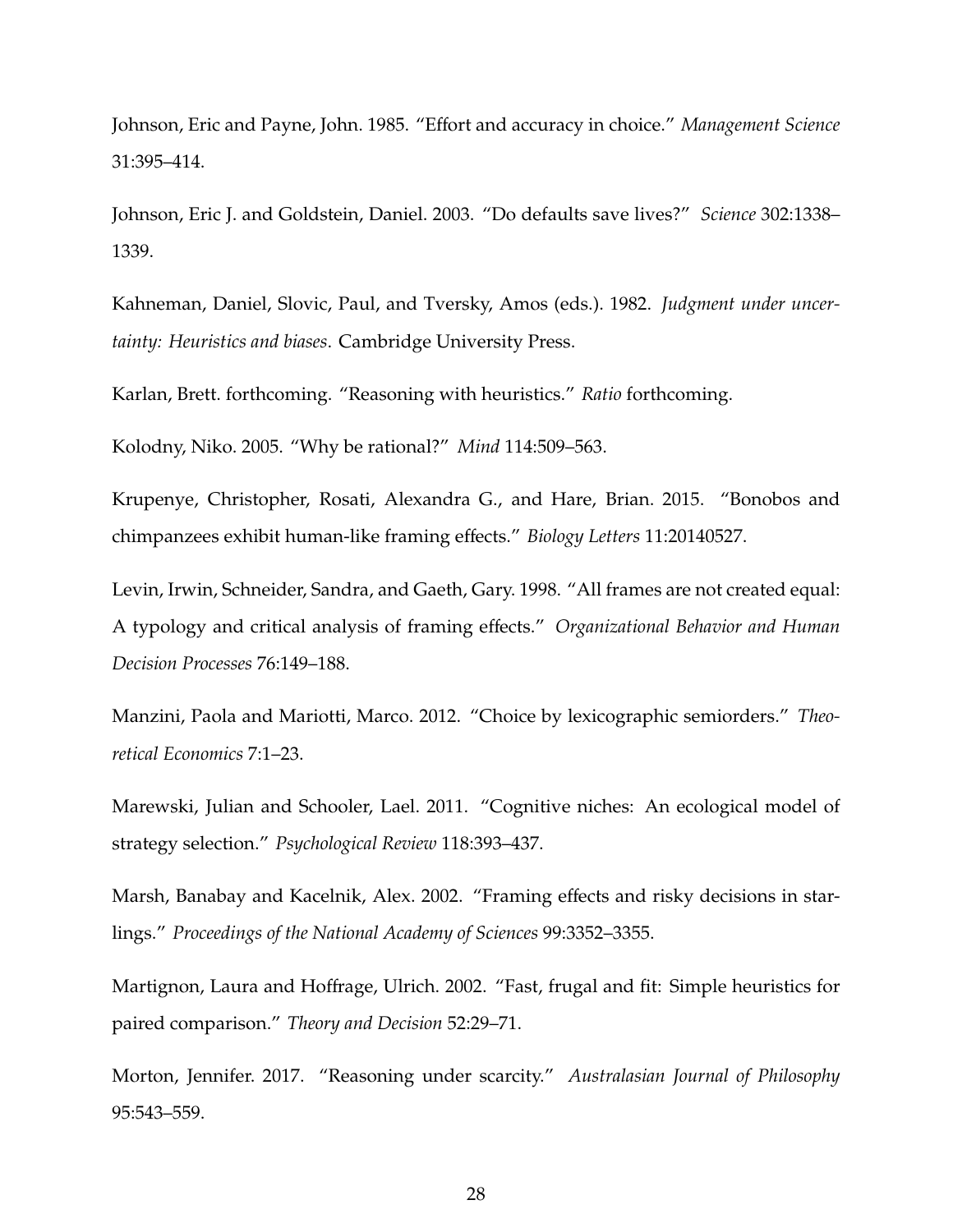Johnson, Eric and Payne, John. 1985. "Effort and accuracy in choice." *Management Science* 31:395–414.

Johnson, Eric J. and Goldstein, Daniel. 2003. "Do defaults save lives?" *Science* 302:1338–1339.

Kahneman, Daniel, Slovic, Paul, and Tversky, Amos (eds.). 1982. *Judgment under uncertainty: Heuristics and biases*. Cambridge University Press.

Karlan, Brett. forthcoming. "Reasoning with heuristics." *Ratio* forthcoming.

Kolodny, Niko. 2005. "Why be rational?" *Mind* 114:509–563.

Krupenye, Christopher, Rosati, Alexandra G., and Hare, Brian. 2015. "Bonobos and chimpanzees exhibit human-like framing effects." *Biology Letters* 11:20140527.

Levin, Irwin, Schneider, Sandra, and Gaeth, Gary. 1998. "All frames are not created equal: A typology and critical analysis of framing effects." *Organizational Behavior and Human Decision Processes* 76:149–188.

Manzini, Paola and Mariotti, Marco. 2012. "Choice by lexicographic semiorders." *Theoretical Economics* 7:1–23.

Marewski, Julian and Schooler, Lael. 2011. "Cognitive niches: An ecological model of strategy selection." *Psychological Review* 118:393–437.

Marsh, Banabay and Kacelnik, Alex. 2002. "Framing effects and risky decisions in starlings." *Proceedings of the National Academy of Sciences* 99:3352–3355.

Martignon, Laura and Hoffrage, Ulrich. 2002. "Fast, frugal and fit: Simple heuristics for paired comparison." *Theory and Decision* 52:29–71.

Morton, Jennifer. 2017. "Reasoning under scarcity." *Australasian Journal of Philosophy* 95:543–559.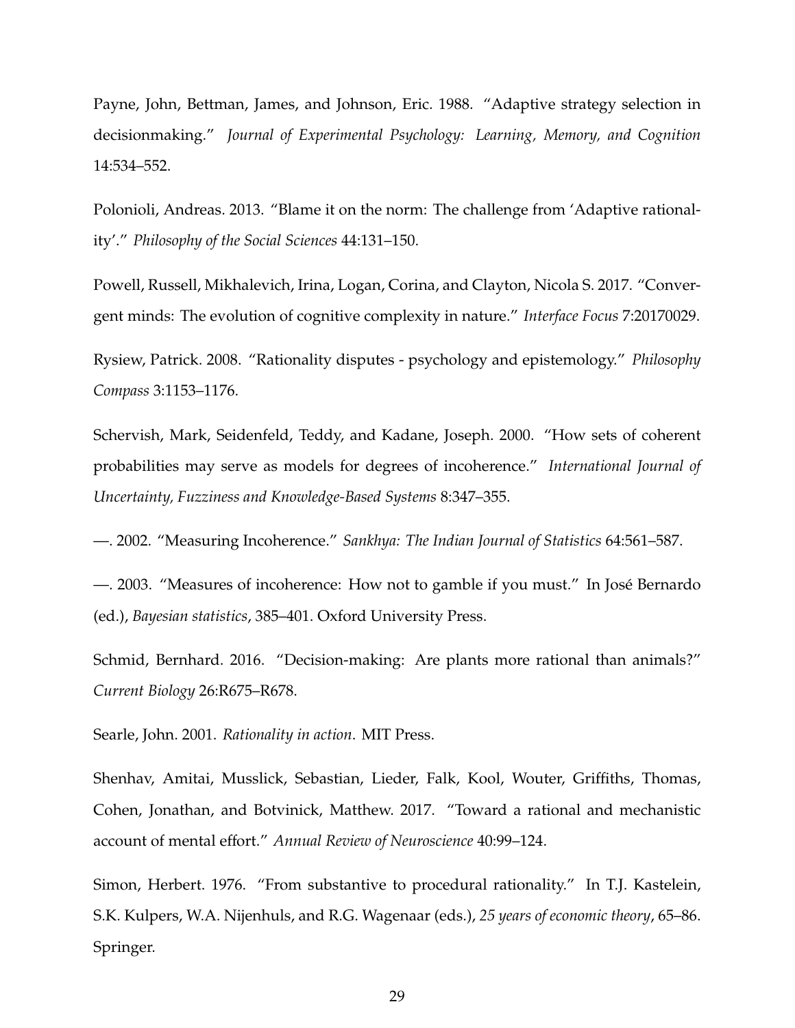Payne, John, Bettman, James, and Johnson, Eric. 1988. "Adaptive strategy selection in decisionmaking." *Journal of Experimental Psychology: Learning, Memory, and Cognition* 14:534–552.

Polonioli, Andreas. 2013. "Blame it on the norm: The challenge from 'Adaptive rationality'." *Philosophy of the Social Sciences* 44:131–150.

Powell, Russell, Mikhalevich, Irina, Logan, Corina, and Clayton, Nicola S. 2017. "Convergent minds: The evolution of cognitive complexity in nature." *Interface Focus* 7:20170029.

Rysiew, Patrick. 2008. "Rationality disputes - psychology and epistemology." *Philosophy Compass* 3:1153–1176.

Schervish, Mark, Seidenfeld, Teddy, and Kadane, Joseph. 2000. "How sets of coherent probabilities may serve as models for degrees of incoherence." *International Journal of Uncertainty, Fuzziness and Knowledge-Based Systems* 8:347–355.

—. 2002. "Measuring Incoherence." *Sankhya: The Indian Journal of Statistics* 64:561–587.

—. 2003. "Measures of incoherence: How not to gamble if you must." In José Bernardo (ed.), *Bayesian statistics*, 385–401. Oxford University Press.

Schmid, Bernhard. 2016. "Decision-making: Are plants more rational than animals?" *Current Biology* 26:R675–R678.

Searle, John. 2001. *Rationality in action*. MIT Press.

Shenhav, Amitai, Musslick, Sebastian, Lieder, Falk, Kool, Wouter, Griffiths, Thomas, Cohen, Jonathan, and Botvinick, Matthew. 2017. "Toward a rational and mechanistic account of mental effort." *Annual Review of Neuroscience* 40:99–124.

Simon, Herbert. 1976. "From substantive to procedural rationality." In T.J. Kastelein, S.K. Kulpers, W.A. Nijenhuls, and R.G. Wagenaar (eds.), *25 years of economic theory*, 65–86. Springer.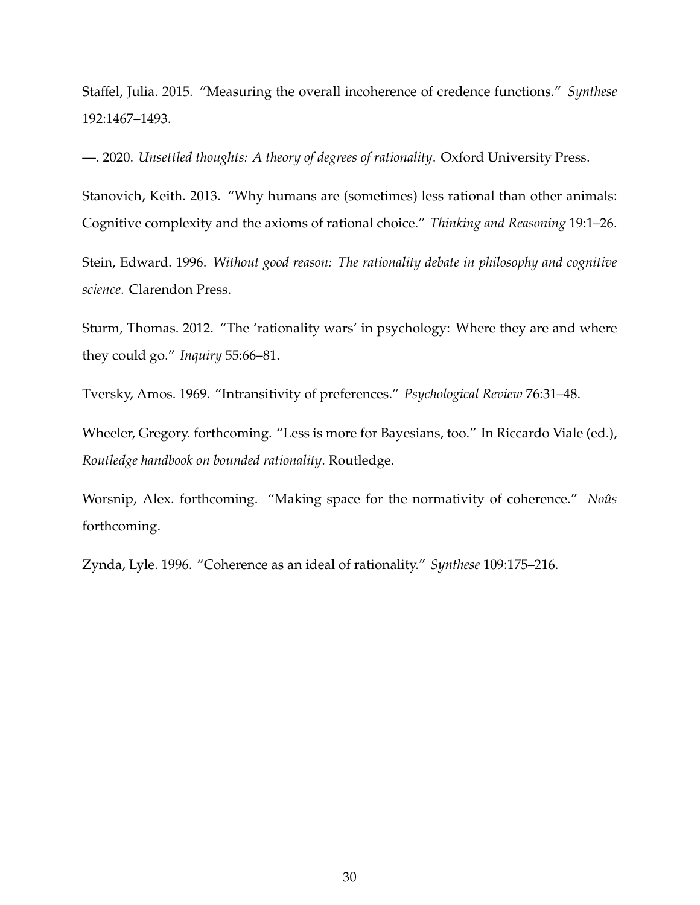Staffel, Julia. 2015. "Measuring the overall incoherence of credence functions." *Synthese* 192:1467–1493.

—. 2020. *Unsettled thoughts: A theory of degrees of rationality*. Oxford University Press.

Stanovich, Keith. 2013. "Why humans are (sometimes) less rational than other animals: Cognitive complexity and the axioms of rational choice." *Thinking and Reasoning* 19:1–26.

Stein, Edward. 1996. *Without good reason: The rationality debate in philosophy and cognitive science*. Clarendon Press.

Sturm, Thomas. 2012. "The 'rationality wars' in psychology: Where they are and where they could go." *Inquiry* 55:66–81.

Tversky, Amos. 1969. "Intransitivity of preferences." *Psychological Review* 76:31–48.

Wheeler, Gregory. forthcoming. "Less is more for Bayesians, too." In Riccardo Viale (ed.), *Routledge handbook on bounded rationality*. Routledge.

Worsnip, Alex. forthcoming. "Making space for the normativity of coherence." *Noûs* forthcoming.

Zynda, Lyle. 1996. "Coherence as an ideal of rationality." *Synthese* 109:175–216.